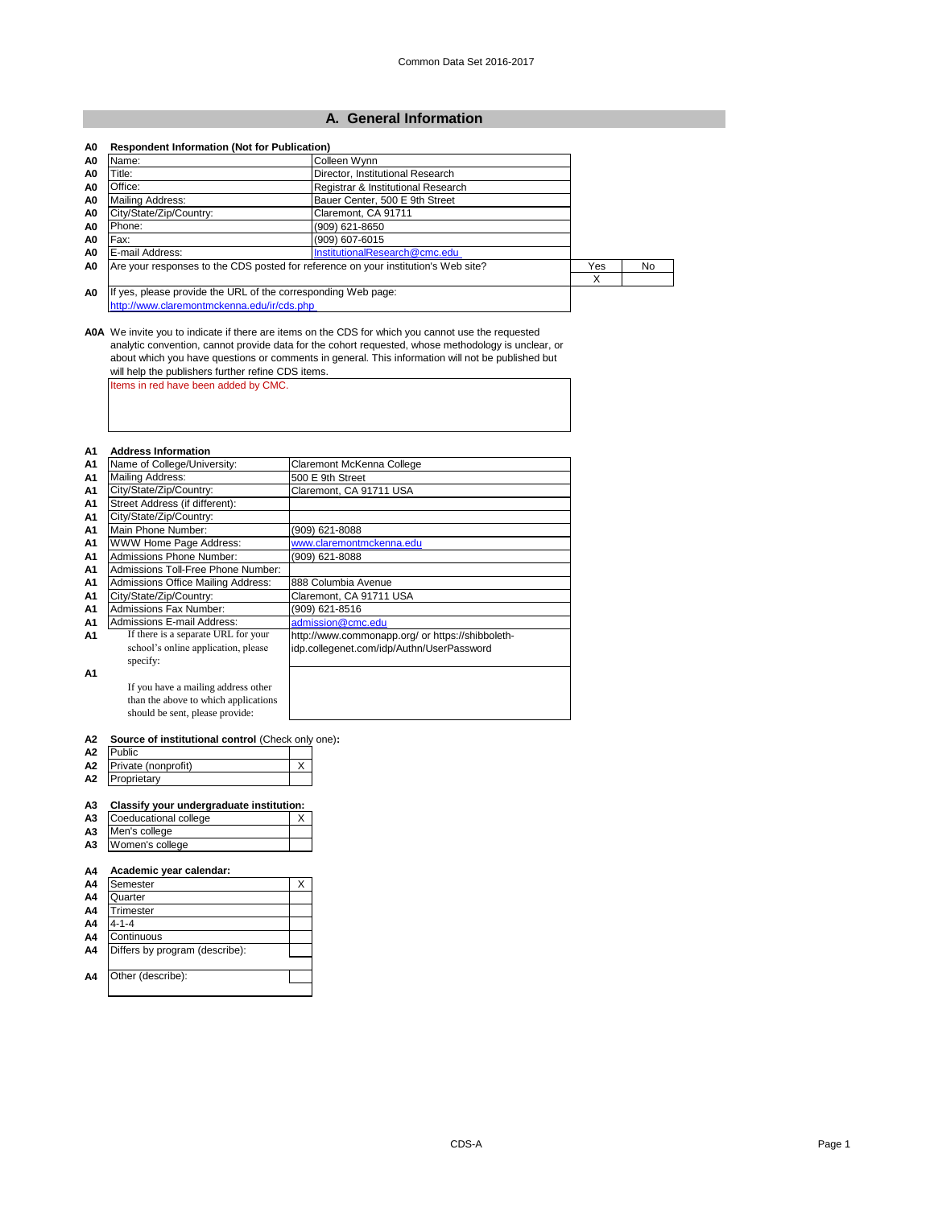Common Data Set 2016-2017

## A. General Information

**A0 Respondent Information (Not for Publication)**

| | | |
|---|---|---|
| A0 | Name: | Colleen Wynn |
| A0 | Title: | Director, Institutional Research |
| A0 | Office: | Registrar & Institutional Research |
| A0 | Mailing Address: | Bauer Center, 500 E 9th Street |
| A0 | City/State/Zip/Country: | Claremont, CA 91711 |
| A0 | Phone: | (909) 621-8650 |
| A0 | Fax: | (909) 607-6015 |
| A0 | E-mail Address: | InstitutionalResearch@cmc.edu |

| | | Yes | No |
|---|---|---|---|
| A0 | Are your responses to the CDS posted for reference on your institution's Web site? | X | |

A0 If yes, please provide the URL of the corresponding Web page:
http://www.claremontmckenna.edu/ir/cds.php

**A0A** We invite you to indicate if there are items on the CDS for which you cannot use the requested analytic convention, cannot provide data for the cohort requested, whose methodology is unclear, or about which you have questions or comments in general. This information will not be published but will help the publishers further refine CDS items.

Items in red have been added by CMC.

**A1 Address Information**

| | | |
|---|---|---|
| A1 | Name of College/University: | Claremont McKenna College |
| A1 | Mailing Address: | 500 E 9th Street |
| A1 | City/State/Zip/Country: | Claremont, CA 91711 USA |
| A1 | Street Address (if different): | |
| A1 | City/State/Zip/Country: | |
| A1 | Main Phone Number: | (909) 621-8088 |
| A1 | WWW Home Page Address: | www.claremontmckenna.edu |
| A1 | Admissions Phone Number: | (909) 621-8088 |
| A1 | Admissions Toll-Free Phone Number: | |
| A1 | Admissions Office Mailing Address: | 888 Columbia Avenue |
| A1 | City/State/Zip/Country: | Claremont, CA 91711 USA |
| A1 | Admissions Fax Number: | (909) 621-8516 |
| A1 | Admissions E-mail Address: | admission@cmc.edu |
| A1 | If there is a separate URL for your school's online application, please specify: | http://www.commonapp.org/ or https://shibboleth-idp.collegenet.com/idp/Authn/UserPassword |
| A1 | If you have a mailing address other than the above to which applications should be sent, please provide: | |

**A2 Source of institutional control** (Check only one)**:**

| | | |
|---|---|---|
| A2 | Public | |
| A2 | Private (nonprofit) | X |
| A2 | Proprietary | |

**A3 Classify your undergraduate institution:**

| | | |
|---|---|---|
| A3 | Coeducational college | X |
| A3 | Men's college | |
| A3 | Women's college | |

**A4 Academic year calendar:**

| | | |
|---|---|---|
| A4 | Semester | X |
| A4 | Quarter | |
| A4 | Trimester | |
| A4 | 4-1-4 | |
| A4 | Continuous | |
| A4 | Differs by program (describe): | |
| A4 | Other (describe): | |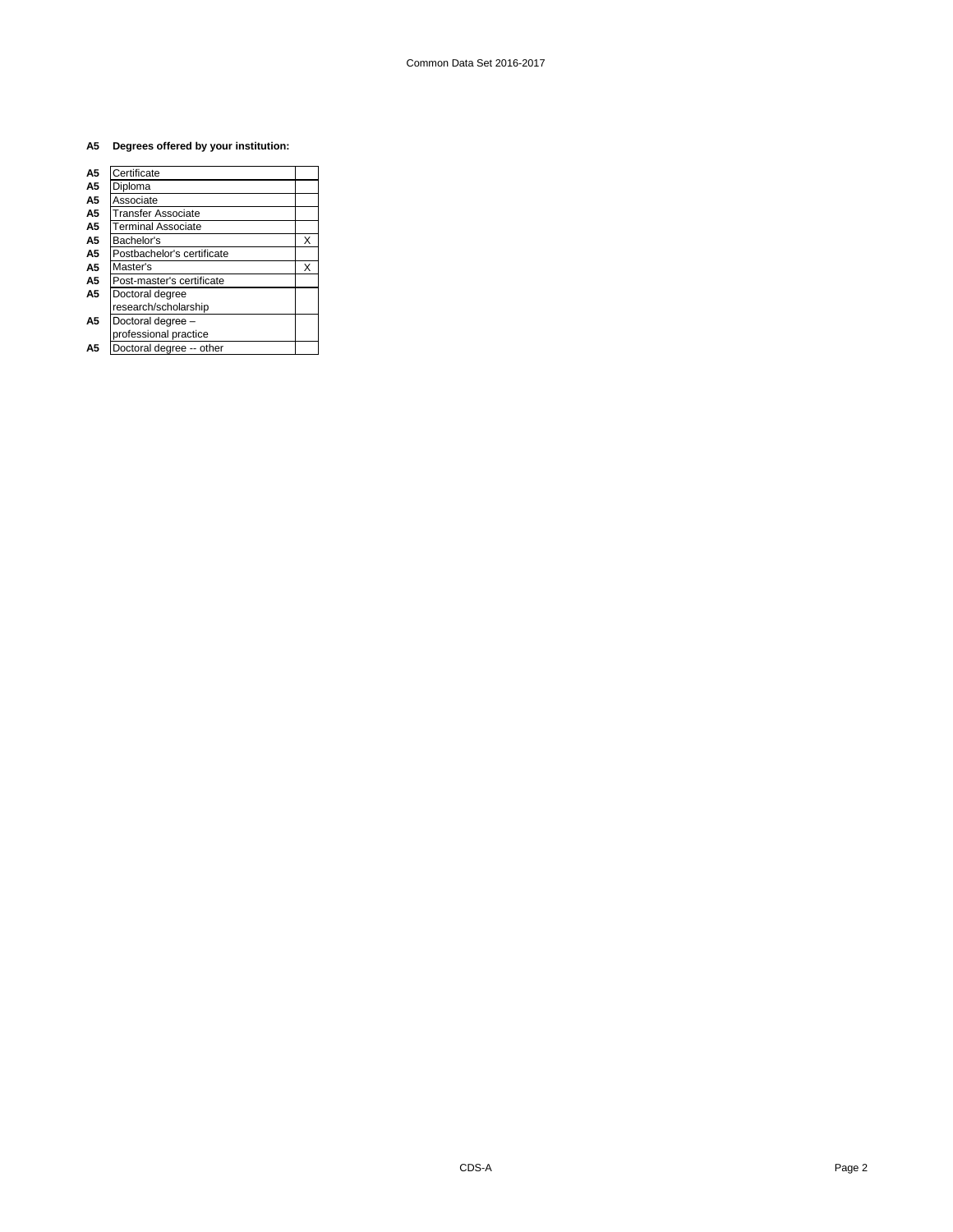**A5 Degrees offered by your institution:**

| | | |
|---|---|---|
| A5 | Certificate | |
| A5 | Diploma | |
| A5 | Associate | |
| A5 | Transfer Associate | |
| A5 | Terminal Associate | |
| A5 | Bachelor's | X |
| A5 | Postbachelor's certificate | |
| A5 | Master's | X |
| A5 | Post-master's certificate | |
| A5 | Doctoral degree research/scholarship | |
| A5 | Doctoral degree – professional practice | |
| A5 | Doctoral degree -- other | |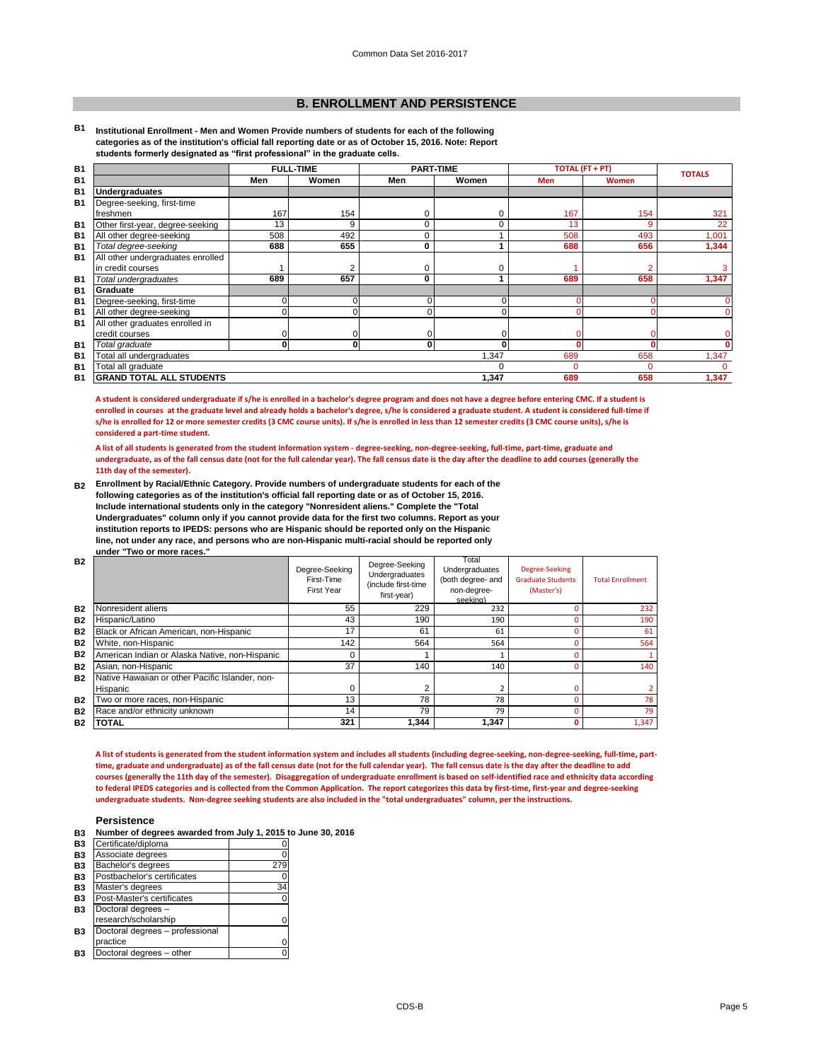## B. ENROLLMENT AND PERSISTENCE

**B1 Institutional Enrollment - Men and Women Provide numbers of students for each of the following categories as of the institution's official fall reporting date or as of October 15, 2016. Note: Report students formerly designated as "first professional" in the graduate cells.**

| | FULL-TIME | | PART-TIME | | TOTAL (FT + PT) | | TOTALS |
|---|---|---|---|---|---|---|---|
| | Men | Women | Men | Women | Men | Women | |
| **Undergraduates** | | | | | | | |
| Degree-seeking, first-time freshmen | 167 | 154 | 0 | 0 | 167 | 154 | 321 |
| Other first-year, degree-seeking | 13 | 9 | 0 | 0 | 13 | 9 | 22 |
| All other degree-seeking | 508 | 492 | 0 | 1 | 508 | 493 | 1,001 |
| *Total degree-seeking* | **688** | **655** | **0** | **1** | **688** | **656** | **1,344** |
| All other undergraduates enrolled in credit courses | 1 | 2 | 0 | 0 | 1 | 2 | 3 |
| *Total undergraduates* | **689** | **657** | **0** | **1** | **689** | **658** | **1,347** |
| **Graduate** | | | | | | | |
| Degree-seeking, first-time | 0 | 0 | 0 | 0 | 0 | 0 | 0 |
| All other degree-seeking | 0 | 0 | 0 | 0 | 0 | 0 | 0 |
| All other graduates enrolled in credit courses | 0 | 0 | 0 | 0 | 0 | 0 | 0 |
| *Total graduate* | **0** | **0** | **0** | **0** | **0** | **0** | **0** |
| Total all undergraduates | | | | 1,347 | 689 | 658 | 1,347 |
| Total all graduate | | | | 0 | 0 | 0 | 0 |
| **GRAND TOTAL ALL STUDENTS** | | | | **1,347** | **689** | **658** | **1,347** |

**A student is considered undergraduate if s/he is enrolled in a bachelor's degree program and does not have a degree before entering CMC. If a student is enrolled in courses at the graduate level and already holds a bachelor's degree, s/he is considered a graduate student. A student is considered full-time if s/he is enrolled for 12 or more semester credits (3 CMC course units). If s/he is enrolled in less than 12 semester credits (3 CMC course units), s/he is considered a part-time student.**

**A list of all students is generated from the student information system - degree-seeking, non-degree-seeking, full-time, part-time, graduate and undergraduate, as of the fall census date (not for the full calendar year). The fall census date is the day after the deadline to add courses (generally the 11th day of the semester).**

**B2 Enrollment by Racial/Ethnic Category. Provide numbers of undergraduate students for each of the following categories as of the institution's official fall reporting date or as of October 15, 2016. Include international students only in the category "Nonresident aliens." Complete the "Total Undergraduates" column only if you cannot provide data for the first two columns. Report as your institution reports to IPEDS: persons who are Hispanic should be reported only on the Hispanic line, not under any race, and persons who are non-Hispanic multi-racial should be reported only under "Two or more races."**

| | Degree-Seeking First-Time First Year | Degree-Seeking Undergraduates (include first-time first-year) | Total Undergraduates (both degree- and non-degree-seeking) | Degree-Seeking Graduate Students (Master's) | Total Enrollment |
|---|---|---|---|---|---|
| Nonresident aliens | 55 | 229 | 232 | 0 | 232 |
| Hispanic/Latino | 43 | 190 | 190 | 0 | 190 |
| Black or African American, non-Hispanic | 17 | 61 | 61 | 0 | 61 |
| White, non-Hispanic | 142 | 564 | 564 | 0 | 564 |
| American Indian or Alaska Native, non-Hispanic | 0 | 1 | 1 | 0 | 1 |
| Asian, non-Hispanic | 37 | 140 | 140 | 0 | 140 |
| Native Hawaiian or other Pacific Islander, non-Hispanic | 0 | 2 | 2 | 0 | 2 |
| Two or more races, non-Hispanic | 13 | 78 | 78 | 0 | 78 |
| Race and/or ethnicity unknown | 14 | 79 | 79 | 0 | 79 |
| **TOTAL** | **321** | **1,344** | **1,347** | **0** | 1,347 |

**A list of students is generated from the student information system and includes all students (including degree-seeking, non-degree-seeking, full-time, part-time, graduate and undergraduate) as of the fall census date (not for the full calendar year). The fall census date is the day after the deadline to add courses (generally the 11th day of the semester). Disaggregation of undergraduate enrollment is based on self-identified race and ethnicity data according to federal IPEDS categories and is collected from the Common Application. The report categorizes this data by first-time, first-year and degree-seeking undergraduate students. Non-degree seeking students are also included in the "total undergraduates" column, per the instructions.**

### Persistence

**B3 Number of degrees awarded from July 1, 2015 to June 30, 2016**

| Degree | Number |
|---|---|
| Certificate/diploma | 0 |
| Associate degrees | 0 |
| Bachelor's degrees | 279 |
| Postbachelor's certificates | 0 |
| Master's degrees | 34 |
| Post-Master's certificates | 0 |
| Doctoral degrees – research/scholarship | 0 |
| Doctoral degrees – professional practice | 0 |
| Doctoral degrees – other | 0 |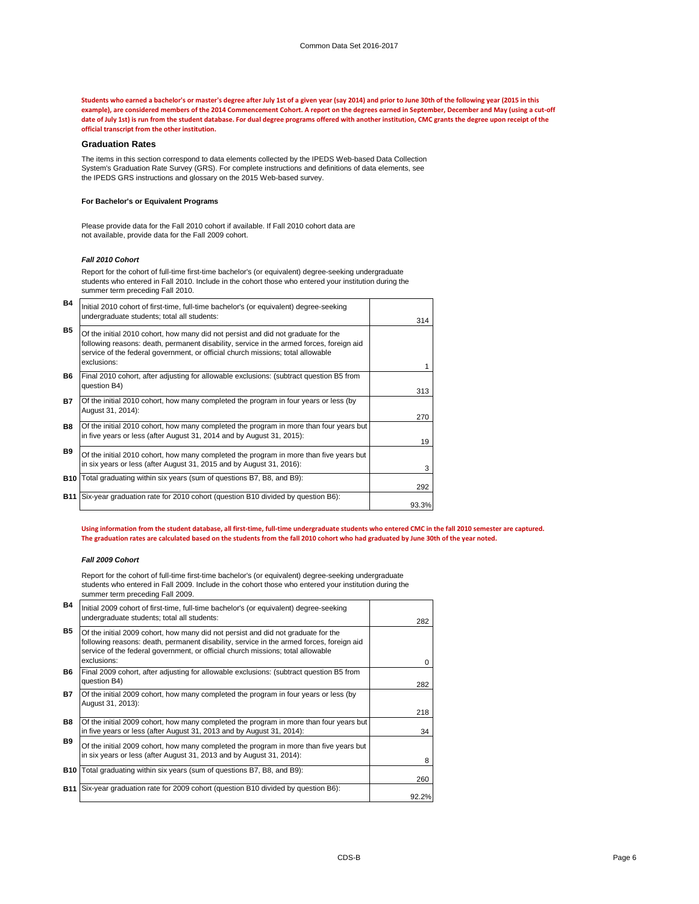**Students who earned a bachelor's or master's degree after July 1st of a given year (say 2014) and prior to June 30th of the following year (2015 in this example), are considered members of the 2014 Commencement Cohort. A report on the degrees earned in September, December and May (using a cut-off date of July 1st) is run from the student database. For dual degree programs offered with another institution, CMC grants the degree upon receipt of the official transcript from the other institution.**

### Graduation Rates

The items in this section correspond to data elements collected by the IPEDS Web-based Data Collection System's Graduation Rate Survey (GRS). For complete instructions and definitions of data elements, see the IPEDS GRS instructions and glossary on the 2015 Web-based survey.

#### For Bachelor's or Equivalent Programs

Please provide data for the Fall 2010 cohort if available. If Fall 2010 cohort data are not available, provide data for the Fall 2009 cohort.

***Fall 2010 Cohort***

Report for the cohort of full-time first-time bachelor's (or equivalent) degree-seeking undergraduate students who entered in Fall 2010. Include in the cohort those who entered your institution during the summer term preceding Fall 2010.

| | | |
|---|---|---|
| **B4** | Initial 2010 cohort of first-time, full-time bachelor's (or equivalent) degree-seeking undergraduate students; total all students: | 314 |
| **B5** | Of the initial 2010 cohort, how many did not persist and did not graduate for the following reasons: death, permanent disability, service in the armed forces, foreign aid service of the federal government, or official church missions; total allowable exclusions: | 1 |
| **B6** | Final 2010 cohort, after adjusting for allowable exclusions: (subtract question B5 from question B4) | 313 |
| **B7** | Of the initial 2010 cohort, how many completed the program in four years or less (by August 31, 2014): | 270 |
| **B8** | Of the initial 2010 cohort, how many completed the program in more than four years but in five years or less (after August 31, 2014 and by August 31, 2015): | 19 |
| **B9** | Of the initial 2010 cohort, how many completed the program in more than five years but in six years or less (after August 31, 2015 and by August 31, 2016): | 3 |
| **B10** | Total graduating within six years (sum of questions B7, B8, and B9): | 292 |
| **B11** | Six-year graduation rate for 2010 cohort (question B10 divided by question B6): | 93.3% |

**Using information from the student database, all first-time, full-time undergraduate students who entered CMC in the fall 2010 semester are captured. The graduation rates are calculated based on the students from the fall 2010 cohort who had graduated by June 30th of the year noted.**

***Fall 2009 Cohort***

Report for the cohort of full-time first-time bachelor's (or equivalent) degree-seeking undergraduate students who entered in Fall 2009. Include in the cohort those who entered your institution during the summer term preceding Fall 2009.

| | | |
|---|---|---|
| **B4** | Initial 2009 cohort of first-time, full-time bachelor's (or equivalent) degree-seeking undergraduate students; total all students: | 282 |
| **B5** | Of the initial 2009 cohort, how many did not persist and did not graduate for the following reasons: death, permanent disability, service in the armed forces, foreign aid service of the federal government, or official church missions; total allowable exclusions: | 0 |
| **B6** | Final 2009 cohort, after adjusting for allowable exclusions: (subtract question B5 from question B4) | 282 |
| **B7** | Of the initial 2009 cohort, how many completed the program in four years or less (by August 31, 2013): | 218 |
| **B8** | Of the initial 2009 cohort, how many completed the program in more than four years but in five years or less (after August 31, 2013 and by August 31, 2014): | 34 |
| **B9** | Of the initial 2009 cohort, how many completed the program in more than five years but in six years or less (after August 31, 2013 and by August 31, 2014): | 8 |
| **B10** | Total graduating within six years (sum of questions B7, B8, and B9): | 260 |
| **B11** | Six-year graduation rate for 2009 cohort (question B10 divided by question B6): | 92.2% |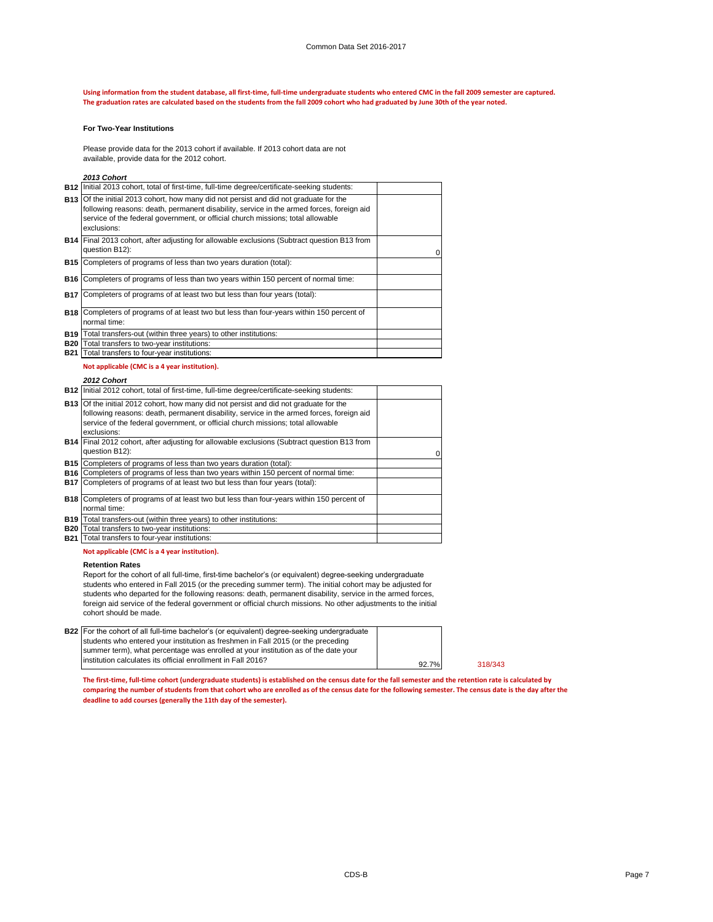**Using information from the student database, all first-time, full-time undergraduate students who entered CMC in the fall 2009 semester are captured. The graduation rates are calculated based on the students from the fall 2009 cohort who had graduated by June 30th of the year noted.**

### For Two-Year Institutions

Please provide data for the 2013 cohort if available. If 2013 cohort data are not available, provide data for the 2012 cohort.

***2013 Cohort***

| | | |
|---|---|---|
| **B12** | Initial 2013 cohort, total of first-time, full-time degree/certificate-seeking students: | |
| **B13** | Of the initial 2013 cohort, how many did not persist and did not graduate for the following reasons: death, permanent disability, service in the armed forces, foreign aid service of the federal government, or official church missions; total allowable exclusions: | |
| **B14** | Final 2013 cohort, after adjusting for allowable exclusions (Subtract question B13 from question B12): | 0 |
| **B15** | Completers of programs of less than two years duration (total): | |
| **B16** | Completers of programs of less than two years within 150 percent of normal time: | |
| **B17** | Completers of programs of at least two but less than four years (total): | |
| **B18** | Completers of programs of at least two but less than four-years within 150 percent of normal time: | |
| **B19** | Total transfers-out (within three years) to other institutions: | |
| **B20** | Total transfers to two-year institutions: | |
| **B21** | Total transfers to four-year institutions: | |

**Not applicable (CMC is a 4 year institution).**

***2012 Cohort***

| | | |
|---|---|---|
| **B12** | Initial 2012 cohort, total of first-time, full-time degree/certificate-seeking students: | |
| **B13** | Of the initial 2012 cohort, how many did not persist and did not graduate for the following reasons: death, permanent disability, service in the armed forces, foreign aid service of the federal government, or official church missions; total allowable exclusions: | |
| **B14** | Final 2012 cohort, after adjusting for allowable exclusions (Subtract question B13 from question B12): | 0 |
| **B15** | Completers of programs of less than two years duration (total): | |
| **B16** | Completers of programs of less than two years within 150 percent of normal time: | |
| **B17** | Completers of programs of at least two but less than four years (total): | |
| **B18** | Completers of programs of at least two but less than four-years within 150 percent of normal time: | |
| **B19** | Total transfers-out (within three years) to other institutions: | |
| **B20** | Total transfers to two-year institutions: | |
| **B21** | Total transfers to four-year institutions: | |

**Not applicable (CMC is a 4 year institution).**

### Retention Rates

Report for the cohort of all full-time, first-time bachelor's (or equivalent) degree-seeking undergraduate students who entered in Fall 2015 (or the preceding summer term). The initial cohort may be adjusted for students who departed for the following reasons: death, permanent disability, service in the armed forces, foreign aid service of the federal government or official church missions. No other adjustments to the initial cohort should be made.

| | | | |
|---|---|---|---|
| **B22** | For the cohort of all full-time bachelor's (or equivalent) degree-seeking undergraduate students who entered your institution as freshmen in Fall 2015 (or the preceding summer term), what percentage was enrolled at your institution as of the date your institution calculates its official enrollment in Fall 2016? | 92.7% | 318/343 |

**The first-time, full-time cohort (undergraduate students) is established on the census date for the fall semester and the retention rate is calculated by comparing the number of students from that cohort who are enrolled as of the census date for the following semester. The census date is the day after the deadline to add courses (generally the 11th day of the semester).**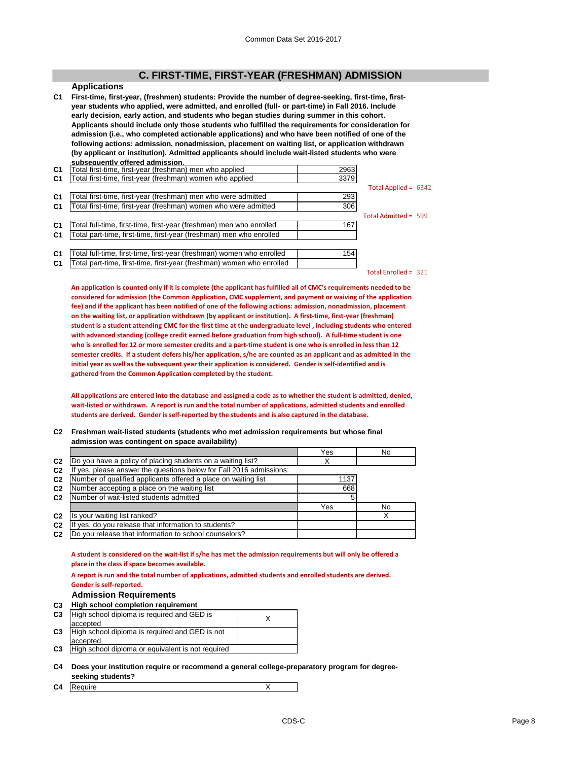## C. FIRST-TIME, FIRST-YEAR (FRESHMAN) ADMISSION

### Applications

**C1** **First-time, first-year, (freshmen) students: Provide the number of degree-seeking, first-time, first-year students who applied, were admitted, and enrolled (full- or part-time) in Fall 2016. Include early decision, early action, and students who began studies during summer in this cohort. Applicants should include only those students who fulfilled the requirements for consideration for admission (i.e., who completed actionable applications) and who have been notified of one of the following actions: admission, nonadmission, placement on waiting list, or application withdrawn (by applicant or institution). Admitted applicants should include wait-listed students who were subsequently offered admission.**

| | | | |
|---|---|---|---|
| C1 | Total first-time, first-year (freshman) men who applied | 2963 | |
| C1 | Total first-time, first-year (freshman) women who applied | 3379 | |
| | | | Total Applied = 6342 |
| C1 | Total first-time, first-year (freshman) men who were admitted | 293 | |
| C1 | Total first-time, first-year (freshman) women who were admitted | 306 | |
| | | | Total Admitted = 599 |
| C1 | Total full-time, first-time, first-year (freshman) men who enrolled | 167 | |
| C1 | Total part-time, first-time, first-year (freshman) men who enrolled | | |
| C1 | Total full-time, first-time, first-year (freshman) women who enrolled | 154 | |
| C1 | Total part-time, first-time, first-year (freshman) women who enrolled | | |
| | | | Total Enrolled = 321 |

**An application is counted only if it is complete (the applicant has fulfilled all of CMC's requirements needed to be considered for admission (the Common Application, CMC supplement, and payment or waiving of the application fee) and if the applicant has been notified of one of the following actions: admission, nonadmission, placement on the waiting list, or application withdrawn (by applicant or institution). A first-time, first-year (freshman) student is a student attending CMC for the first time at the undergraduate level , including students who entered with advanced standing (college credit earned before graduation from high school). A full-time student is one who is enrolled for 12 or more semester credits and a part-time student is one who is enrolled in less than 12 semester credits. If a student defers his/her application, s/he are counted as an applicant and as admitted in the initial year as well as the subsequent year their application is considered. Gender is self-identified and is gathered from the Common Application completed by the student.**

**All applications are entered into the database and assigned a code as to whether the student is admitted, denied, wait-listed or withdrawn. A report is run and the total number of applications, admitted students and enrolled students are derived. Gender is self-reported by the students and is also captured in the database.**

**C2** **Freshman wait-listed students (students who met admission requirements but whose final admission was contingent on space availability)**

| | | Yes | No |
|---|---|---|---|
| C2 | Do you have a policy of placing students on a waiting list? | X | |
| C2 | If yes, please answer the questions below for Fall 2016 admissions: | | |
| C2 | Number of qualified applicants offered a place on waiting list | 1137 | |
| C2 | Number accepting a place on the waiting list | 668 | |
| C2 | Number of wait-listed students admitted | 5 | |
| | | Yes | No |
| C2 | Is your waiting list ranked? | | X |
| C2 | If yes, do you release that information to students? | | |
| C2 | Do you release that information to school counselors? | | |

**A student is considered on the wait-list if s/he has met the admission requirements but will only be offered a place in the class if space becomes available.**

**A report is run and the total number of applications, admitted students and enrolled students are derived. Gender is self-reported.**

### Admission Requirements

**C3** **High school completion requirement**

| | | |
|---|---|---|
| C3 | High school diploma is required and GED is accepted | X |
| C3 | High school diploma is required and GED is not accepted | |
| C3 | High school diploma or equivalent is not required | |

**C4** **Does your institution require or recommend a general college-preparatory program for degree-seeking students?**

| | | |
|---|---|---|
| C4 | Require | X |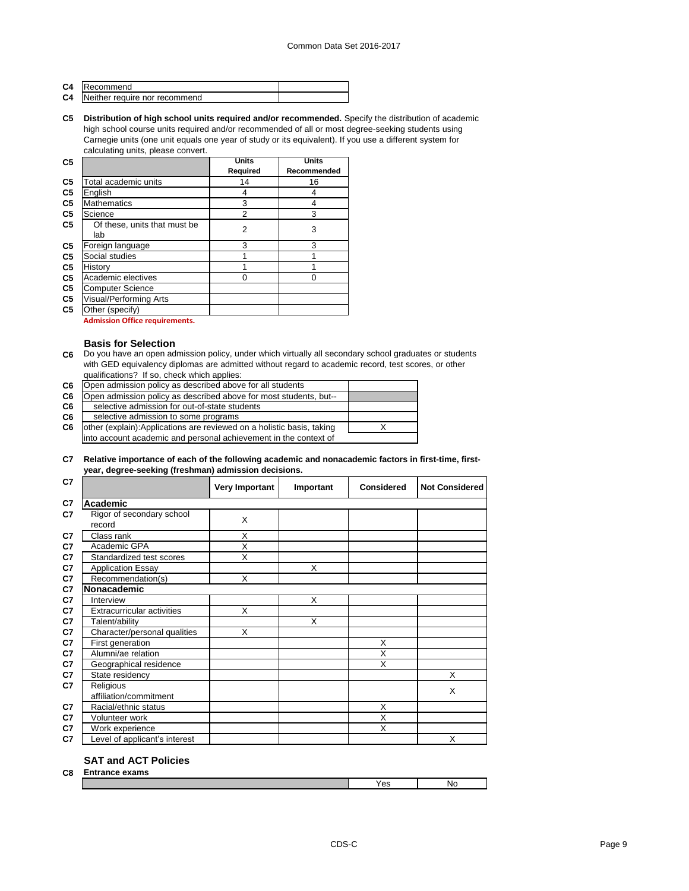| | | |
|---|---|---|
| C4 | Recommend | |
| C4 | Neither require nor recommend | |

**C5 Distribution of high school units required and/or recommended.** Specify the distribution of academic high school course units required and/or recommended of all or most degree-seeking students using Carnegie units (one unit equals one year of study or its equivalent). If you use a different system for calculating units, please convert.

| | | Units Required | Units Recommended |
|---|---|---|---|
| C5 | Total academic units | 14 | 16 |
| C5 | English | 4 | 4 |
| C5 | Mathematics | 3 | 4 |
| C5 | Science | 2 | 3 |
| C5 | Of these, units that must be lab | 2 | 3 |
| C5 | Foreign language | 3 | 3 |
| C5 | Social studies | 1 | 1 |
| C5 | History | 1 | 1 |
| C5 | Academic electives | 0 | 0 |
| C5 | Computer Science | | |
| C5 | Visual/Performing Arts | | |
| C5 | Other (specify) | | |

**Admission Office requirements.**

### Basis for Selection

**C6** Do you have an open admission policy, under which virtually all secondary school graduates or students with GED equivalency diplomas are admitted without regard to academic record, test scores, or other qualifications? If so, check which applies:

| | | |
|---|---|---|
| C6 | Open admission policy as described above for all students | |
| C6 | Open admission policy as described above for most students, but-- | |
| C6 | selective admission for out-of-state students | |
| C6 | selective admission to some programs | |
| C6 | other (explain):Applications are reviewed on a holistic basis, taking into account academic and personal achievement in the context of | X |

**C7 Relative importance of each of the following academic and nonacademic factors in first-time, first-year, degree-seeking (freshman) admission decisions.**

| | | Very Important | Important | Considered | Not Considered |
|---|---|---|---|---|---|
| C7 | **Academic** | | | | |
| C7 | Rigor of secondary school record | X | | | |
| C7 | Class rank | X | | | |
| C7 | Academic GPA | X | | | |
| C7 | Standardized test scores | X | | | |
| C7 | Application Essay | | X | | |
| C7 | Recommendation(s) | X | | | |
| C7 | **Nonacademic** | | | | |
| C7 | Interview | | X | | |
| C7 | Extracurricular activities | X | | | |
| C7 | Talent/ability | | X | | |
| C7 | Character/personal qualities | X | | | |
| C7 | First generation | | | X | |
| C7 | Alumni/ae relation | | | X | |
| C7 | Geographical residence | | | X | |
| C7 | State residency | | | | X |
| C7 | Religious affiliation/commitment | | | | X |
| C7 | Racial/ethnic status | | | X | |
| C7 | Volunteer work | | | X | |
| C7 | Work experience | | | X | |
| C7 | Level of applicant's interest | | | | X |

### SAT and ACT Policies

**C8 Entrance exams**

| | Yes | No |
|---|---|---|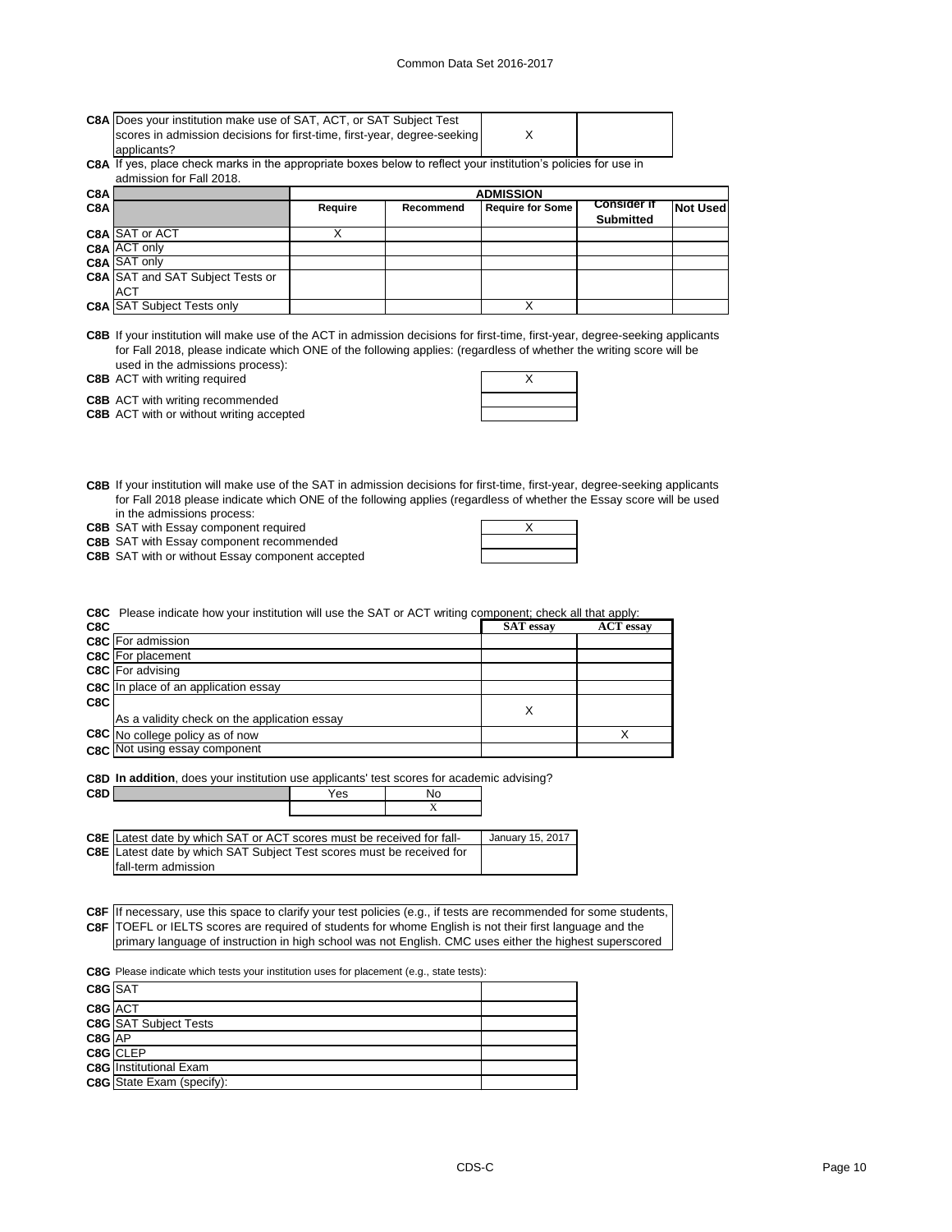| | | | |
|---|---|---|---|
| C8A | Does your institution make use of SAT, ACT, or SAT Subject Test scores in admission decisions for first-time, first-year, degree-seeking applicants? | X | |

**C8A** If yes, place check marks in the appropriate boxes below to reflect your institution's policies for use in admission for Fall 2018.

| C8A | | ADMISSION | | | | |
|---|---|---|---|---|---|---|
| C8A | | Require | Recommend | Require for Some | Consider if Submitted | Not Used |
| C8A | SAT or ACT | X | | | | |
| C8A | ACT only | | | | | |
| C8A | SAT only | | | | | |
| C8A | SAT and SAT Subject Tests or ACT | | | | | |
| C8A | SAT Subject Tests only | | | X | | |

**C8B** If your institution will make use of the ACT in admission decisions for first-time, first-year, degree-seeking applicants for Fall 2018, please indicate which ONE of the following applies: (regardless of whether the writing score will be used in the admissions process):

| | | |
|---|---|---|
| C8B | ACT with writing required | X |
| C8B | ACT with writing recommended | |
| C8B | ACT with or without writing accepted | |

**C8B** If your institution will make use of the SAT in admission decisions for first-time, first-year, degree-seeking applicants for Fall 2018 please indicate which ONE of the following applies (regardless of whether the Essay score will be used in the admissions process:

| | | |
|---|---|---|
| C8B | SAT with Essay component required | X |
| C8B | SAT with Essay component recommended | |
| C8B | SAT with or without Essay component accepted | |

**C8C** Please indicate how your institution will use the SAT or ACT writing component; check all that apply:

| C8C | | SAT essay | ACT essay |
|---|---|---|---|
| C8C | For admission | | |
| C8C | For placement | | |
| C8C | For advising | | |
| C8C | In place of an application essay | | |
| C8C | As a validity check on the application essay | X | |
| C8C | No college policy as of now | | X |
| C8C | Not using essay component | | |

**C8D** **In addition**, does your institution use applicants' test scores for academic advising?

| C8D | Yes | No |
|---|---|---|
| | | X |

| | | |
|---|---|---|
| C8E | Latest date by which SAT or ACT scores must be received for fall- | January 15, 2017 |
| C8E | Latest date by which SAT Subject Test scores must be received for fall-term admission | |

**C8F** If necessary, use this space to clarify your test policies (e.g., if tests are recommended for some students,
**C8F** TOEFL or IELTS scores are required of students for whome English is not their first language and the primary language of instruction in high school was not English. CMC uses either the highest superscored

**C8G** Please indicate which tests your institution uses for placement (e.g., state tests):

| | | |
|---|---|---|
| C8G | SAT | |
| C8G | ACT | |
| C8G | SAT Subject Tests | |
| C8G | AP | |
| C8G | CLEP | |
| C8G | Institutional Exam | |
| C8G | State Exam (specify): | |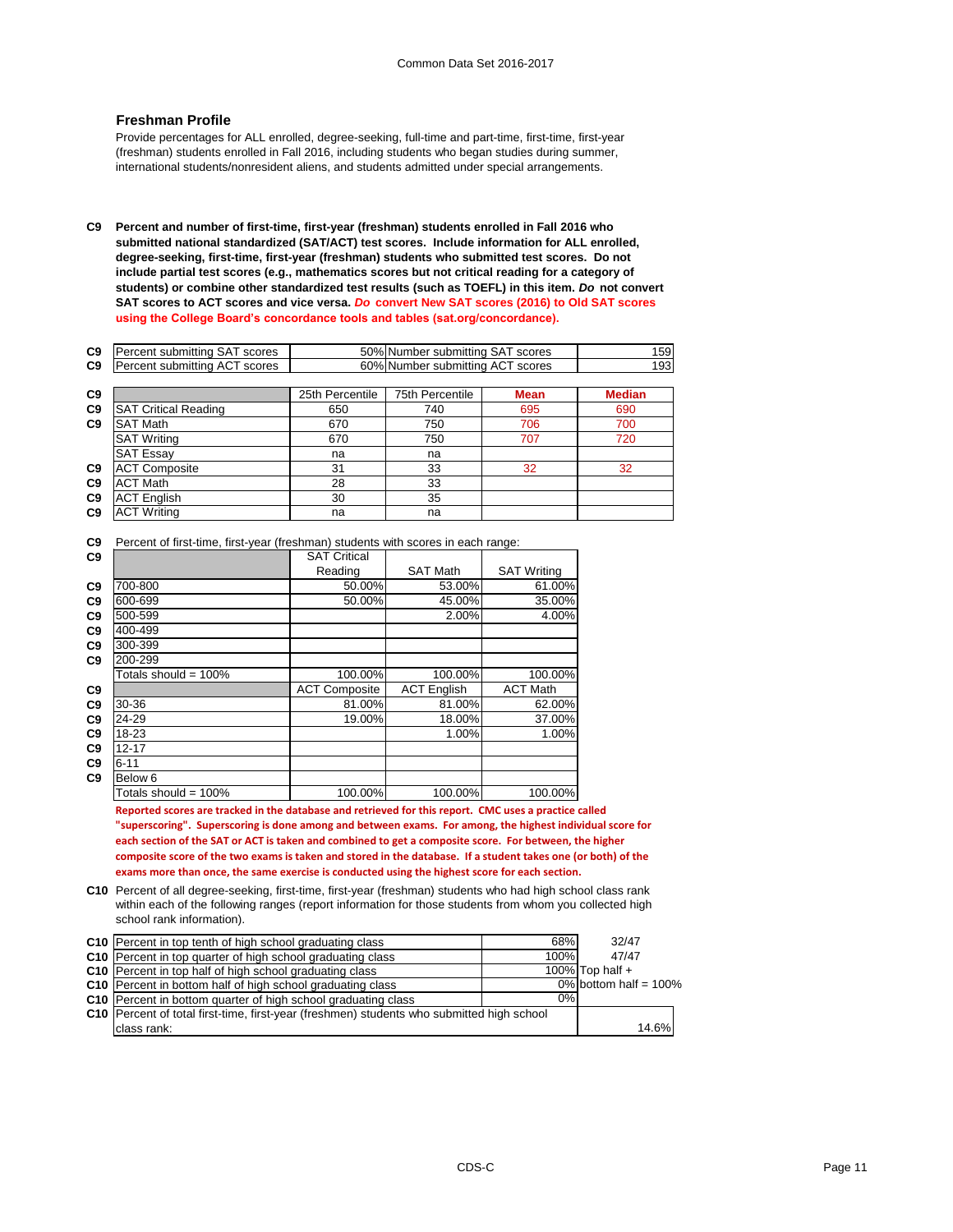## Freshman Profile

Provide percentages for ALL enrolled, degree-seeking, full-time and part-time, first-time, first-year (freshman) students enrolled in Fall 2016, including students who began studies during summer, international students/nonresident aliens, and students admitted under special arrangements.

**C9 Percent and number of first-time, first-year (freshman) students enrolled in Fall 2016 who submitted national standardized (SAT/ACT) test scores. Include information for ALL enrolled, degree-seeking, first-time, first-year (freshman) students who submitted test scores. Do not include partial test scores (e.g., mathematics scores but not critical reading for a category of students) or combine other standardized test results (such as TOEFL) in this item. *Do* not convert SAT scores to ACT scores and vice versa. *Do* convert New SAT scores (2016) to Old SAT scores using the College Board's concordance tools and tables (sat.org/concordance).**

| | | | | |
|---|---|---|---|---|
| C9 | Percent submitting SAT scores | 50% | Number submitting SAT scores | 159 |
| C9 | Percent submitting ACT scores | 60% | Number submitting ACT scores | 193 |

| | | 25th Percentile | 75th Percentile | Mean | Median |
|---|---|---|---|---|---|
| C9 | SAT Critical Reading | 650 | 740 | 695 | 690 |
| C9 | SAT Math | 670 | 750 | 706 | 700 |
| | SAT Writing | 670 | 750 | 707 | 720 |
| | SAT Essay | na | na | | |
| C9 | ACT Composite | 31 | 33 | 32 | 32 |
| C9 | ACT Math | 28 | 33 | | |
| C9 | ACT English | 30 | 35 | | |
| C9 | ACT Writing | na | na | | |

C9 Percent of first-time, first-year (freshman) students with scores in each range:

| | | SAT Critical Reading | SAT Math | SAT Writing |
|---|---|---|---|---|
| C9 | 700-800 | 50.00% | 53.00% | 61.00% |
| C9 | 600-699 | 50.00% | 45.00% | 35.00% |
| C9 | 500-599 | | 2.00% | 4.00% |
| C9 | 400-499 | | | |
| C9 | 300-399 | | | |
| C9 | 200-299 | | | |
| | Totals should = 100% | 100.00% | 100.00% | 100.00% |
| C9 | | ACT Composite | ACT English | ACT Math |
| C9 | 30-36 | 81.00% | 81.00% | 62.00% |
| C9 | 24-29 | 19.00% | 18.00% | 37.00% |
| C9 | 18-23 | | 1.00% | 1.00% |
| C9 | 12-17 | | | |
| C9 | 6-11 | | | |
| C9 | Below 6 | | | |
| | Totals should = 100% | 100.00% | 100.00% | 100.00% |

**Reported scores are tracked in the database and retrieved for this report. CMC uses a practice called "superscoring". Superscoring is done among and between exams. For among, the highest individual score for each section of the SAT or ACT is taken and combined to get a composite score. For between, the higher composite score of the two exams is taken and stored in the database. If a student takes one (or both) of the exams more than once, the same exercise is conducted using the highest score for each section.**

C10 Percent of all degree-seeking, first-time, first-year (freshman) students who had high school class rank within each of the following ranges (report information for those students from whom you collected high school rank information).

| | | | |
|---|---|---|---|
| C10 | Percent in top tenth of high school graduating class | 68% | 32/47 |
| C10 | Percent in top quarter of high school graduating class | 100% | 47/47 |
| C10 | Percent in top half of high school graduating class | 100% | Top half + |
| C10 | Percent in bottom half of high school graduating class | 0% | bottom half = 100% |
| C10 | Percent in bottom quarter of high school graduating class | 0% | |
| C10 | Percent of total first-time, first-year (freshmen) students who submitted high school class rank: | | 14.6% |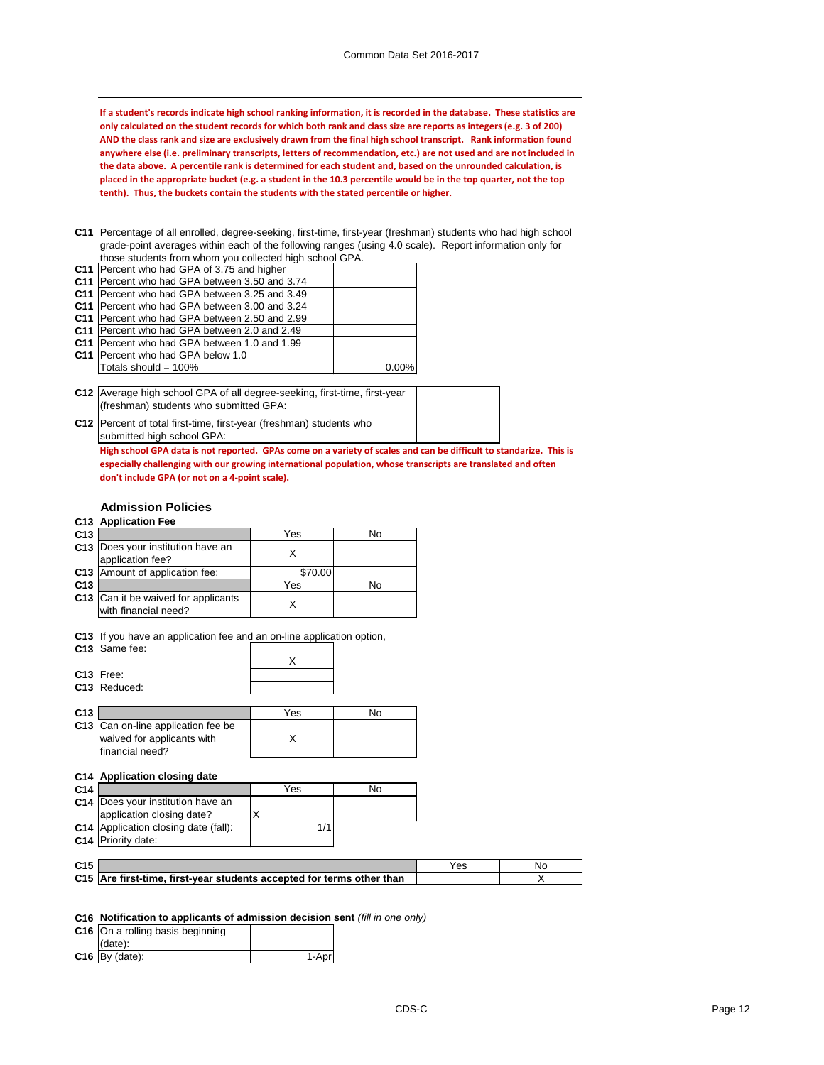**If a student's records indicate high school ranking information, it is recorded in the database. These statistics are only calculated on the student records for which both rank and class size are reports as integers (e.g. 3 of 200) AND the class rank and size are exclusively drawn from the final high school transcript. Rank information found anywhere else (i.e. preliminary transcripts, letters of recommendation, etc.) are not used and are not included in the data above. A percentile rank is determined for each student and, based on the unrounded calculation, is placed in the appropriate bucket (e.g. a student in the 10.3 percentile would be in the top quarter, not the top tenth). Thus, the buckets contain the students with the stated percentile or higher.**

**C11** Percentage of all enrolled, degree-seeking, first-time, first-year (freshman) students who had high school grade-point averages within each of the following ranges (using 4.0 scale). Report information only for those students from whom you collected high school GPA.

| | | |
|---|---|---|
| **C11** | Percent who had GPA of 3.75 and higher | |
| **C11** | Percent who had GPA between 3.50 and 3.74 | |
| **C11** | Percent who had GPA between 3.25 and 3.49 | |
| **C11** | Percent who had GPA between 3.00 and 3.24 | |
| **C11** | Percent who had GPA between 2.50 and 2.99 | |
| **C11** | Percent who had GPA between 2.0 and 2.49 | |
| **C11** | Percent who had GPA between 1.0 and 1.99 | |
| **C11** | Percent who had GPA below 1.0 | |
| | Totals should = 100% | 0.00% |

| | | |
|---|---|---|
| **C12** | Average high school GPA of all degree-seeking, first-time, first-year (freshman) students who submitted GPA: | |
| **C12** | Percent of total first-time, first-year (freshman) students who submitted high school GPA: | |

**High school GPA data is not reported. GPAs come on a variety of scales and can be difficult to standarize. This is especially challenging with our growing international population, whose transcripts are translated and often don't include GPA (or not on a 4-point scale).**

## Admission Policies

**C13 Application Fee**

| | | Yes | No |
|---|---|---|---|
| **C13** | Does your institution have an application fee? | X | |
| **C13** | Amount of application fee: | $70.00 | |
| **C13** | | Yes | No |
| **C13** | Can it be waived for applicants with financial need? | X | |

**C13** If you have an application fee and an on-line application option,

| | | |
|---|---|---|
| **C13** | Same fee: | X |
| **C13** | Free: | |
| **C13** | Reduced: | |

| | | Yes | No |
|---|---|---|---|
| **C13** | Can on-line application fee be waived for applicants with financial need? | X | |

**C14 Application closing date**

| | | Yes | No |
|---|---|---|---|
| **C14** | Does your institution have an application closing date? | X | |
| **C14** | Application closing date (fall): | 1/1 | |
| **C14** | Priority date: | | |

| | | Yes | No |
|---|---|---|---|
| **C15** | **Are first-time, first-year students accepted for terms other than** | | X |

**C16 Notification to applicants of admission decision sent** *(fill in one only)*

| | | |
|---|---|---|
| **C16** | On a rolling basis beginning (date): | |
| **C16** | By (date): | 1-Apr |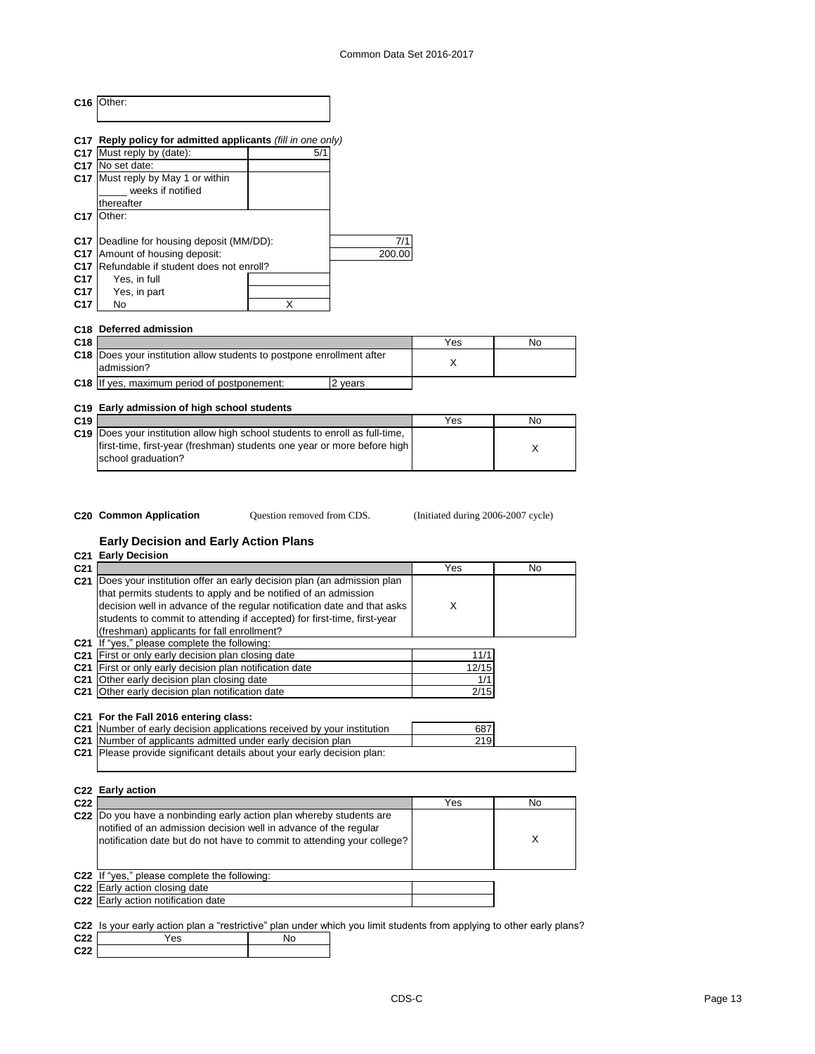| | |
|---|---|
| C16 | Other: |

**C17 Reply policy for admitted applicants** *(fill in one only)*

| | | |
|---|---|---|
| C17 | Must reply by (date): | 5/1 |
| C17 | No set date: | |
| C17 | Must reply by May 1 or within _____ weeks if notified thereafter | |
| C17 | Other: | |

| | | |
|---|---|---|
| C17 | Deadline for housing deposit (MM/DD): | 7/1 |
| C17 | Amount of housing deposit: | 200.00 |
| C17 | Refundable if student does not enroll? | |
| C17 | Yes, in full | |
| C17 | Yes, in part | |
| C17 | No | X |

**C18 Deferred admission**

| C18 | | Yes | No |
|---|---|---|---|
| C18 | Does your institution allow students to postpone enrollment after admission? | X | |
| C18 | If yes, maximum period of postponement: 2 years | | |

**C19 Early admission of high school students**

| C19 | | Yes | No |
|---|---|---|---|
| C19 | Does your institution allow high school students to enroll as full-time, first-time, first-year (freshman) students one year or more before high school graduation? | | X |

**C20 Common Application** Question removed from CDS. (Initiated during 2006-2007 cycle)

## Early Decision and Early Action Plans

**C21 Early Decision**

| C21 | | Yes | No |
|---|---|---|---|
| C21 | Does your institution offer an early decision plan (an admission plan that permits students to apply and be notified of an admission decision well in advance of the regular notification date and that asks students to commit to attending if accepted) for first-time, first-year (freshman) applicants for fall enrollment? | X | |
| C21 | If "yes," please complete the following: | | |
| C21 | First or only early decision plan closing date | 11/1 | |
| C21 | First or only early decision plan notification date | 12/15 | |
| C21 | Other early decision plan closing date | 1/1 | |
| C21 | Other early decision plan notification date | 2/15 | |

**C21 For the Fall 2016 entering class:**

| | | |
|---|---|---|
| C21 | Number of early decision applications received by your institution | 687 |
| C21 | Number of applicants admitted under early decision plan | 219 |
| C21 | Please provide significant details about your early decision plan: | |

**C22 Early action**

| C22 | | Yes | No |
|---|---|---|---|
| C22 | Do you have a nonbinding early action plan whereby students are notified of an admission decision well in advance of the regular notification date but do not have to commit to attending your college? | | X |
| C22 | If "yes," please complete the following: | | |
| C22 | Early action closing date | | |
| C22 | Early action notification date | | |

C22 Is your early action plan a "restrictive" plan under which you limit students from applying to other early plans?

| C22 | Yes | No |
|---|---|---|
| C22 | | |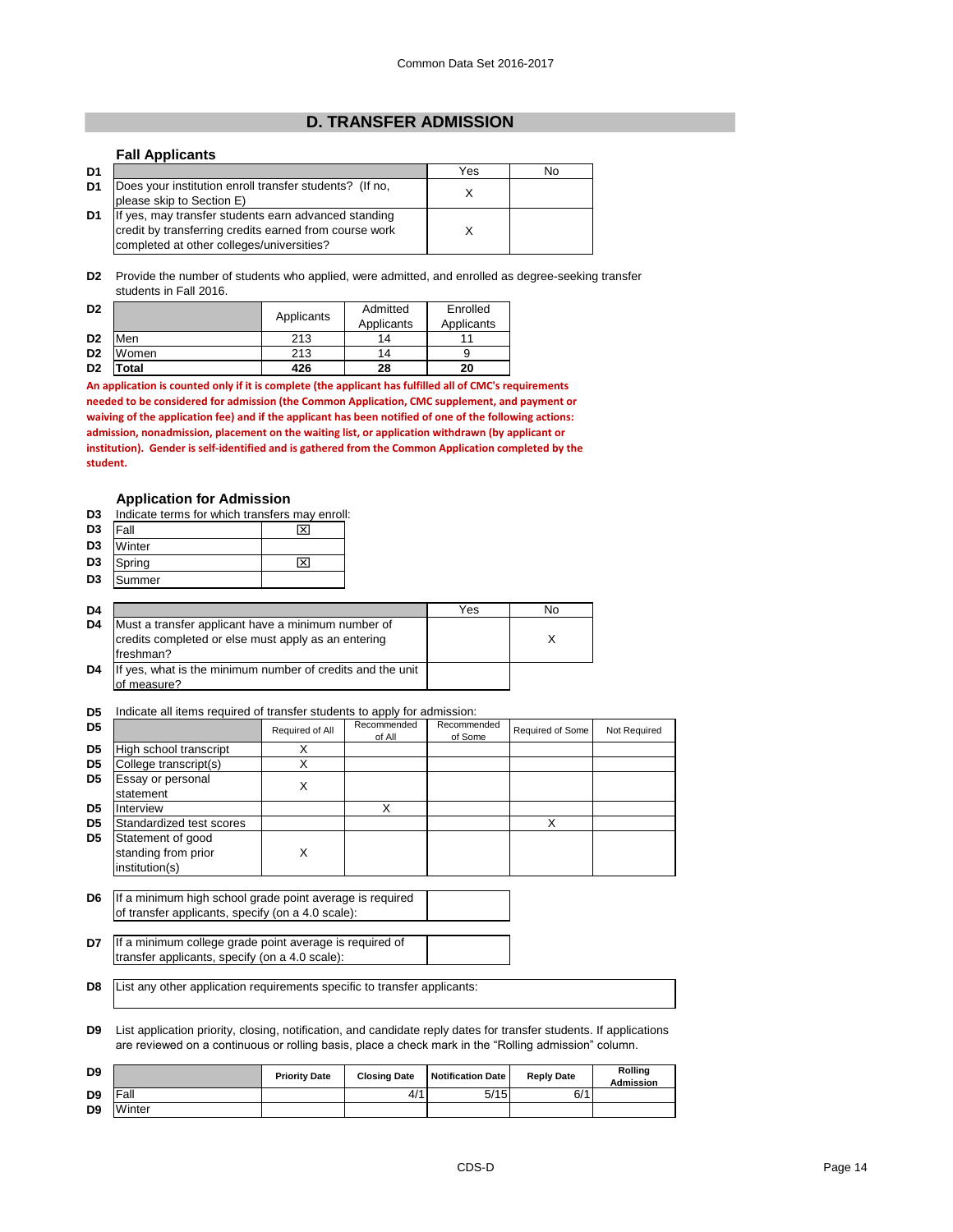## D. TRANSFER ADMISSION

### Fall Applicants

| D1 | | Yes | No |
|---|---|---|---|
| D1 | Does your institution enroll transfer students? (If no, please skip to Section E) | X | |
| D1 | If yes, may transfer students earn advanced standing credit by transferring credits earned from course work completed at other colleges/universities? | X | |

**D2** Provide the number of students who applied, were admitted, and enrolled as degree-seeking transfer students in Fall 2016.

| D2 | | Applicants | Admitted Applicants | Enrolled Applicants |
|---|---|---|---|---|
| D2 | Men | 213 | 14 | 11 |
| D2 | Women | 213 | 14 | 9 |
| D2 | **Total** | **426** | **28** | **20** |

**An application is counted only if it is complete (the applicant has fulfilled all of CMC's requirements needed to be considered for admission (the Common Application, CMC supplement, and payment or waiving of the application fee) and if the applicant has been notified of one of the following actions: admission, nonadmission, placement on the waiting list, or application withdrawn (by applicant or institution). Gender is self-identified and is gathered from the Common Application completed by the student.**

### Application for Admission

**D3** Indicate terms for which transfers may enroll:

| D3 | Term | |
|---|---|---|
| D3 | Fall | ☒ |
| D3 | Winter | |
| D3 | Spring | ☒ |
| D3 | Summer | |

| D4 | | Yes | No |
|---|---|---|---|
| D4 | Must a transfer applicant have a minimum number of credits completed or else must apply as an entering freshman? | | X |
| D4 | If yes, what is the minimum number of credits and the unit of measure? | | |

**D5** Indicate all items required of transfer students to apply for admission:

| D5 | | Required of All | Recommended of All | Recommended of Some | Required of Some | Not Required |
|---|---|---|---|---|---|---|
| D5 | High school transcript | X | | | | |
| D5 | College transcript(s) | X | | | | |
| D5 | Essay or personal statement | X | | | | |
| D5 | Interview | | X | | | |
| D5 | Standardized test scores | | | | X | |
| D5 | Statement of good standing from prior institution(s) | X | | | | |

| D6 | If a minimum high school grade point average is required of transfer applicants, specify (on a 4.0 scale): | |
|---|---|---|

| D7 | If a minimum college grade point average is required of transfer applicants, specify (on a 4.0 scale): | |
|---|---|---|

| D8 | List any other application requirements specific to transfer applicants: |
|---|---|

**D9** List application priority, closing, notification, and candidate reply dates for transfer students. If applications are reviewed on a continuous or rolling basis, place a check mark in the "Rolling admission" column.

| D9 | | Priority Date | Closing Date | Notification Date | Reply Date | Rolling Admission |
|---|---|---|---|---|---|---|
| D9 | Fall | | 4/1 | 5/15 | 6/1 | |
| D9 | Winter | | | | | |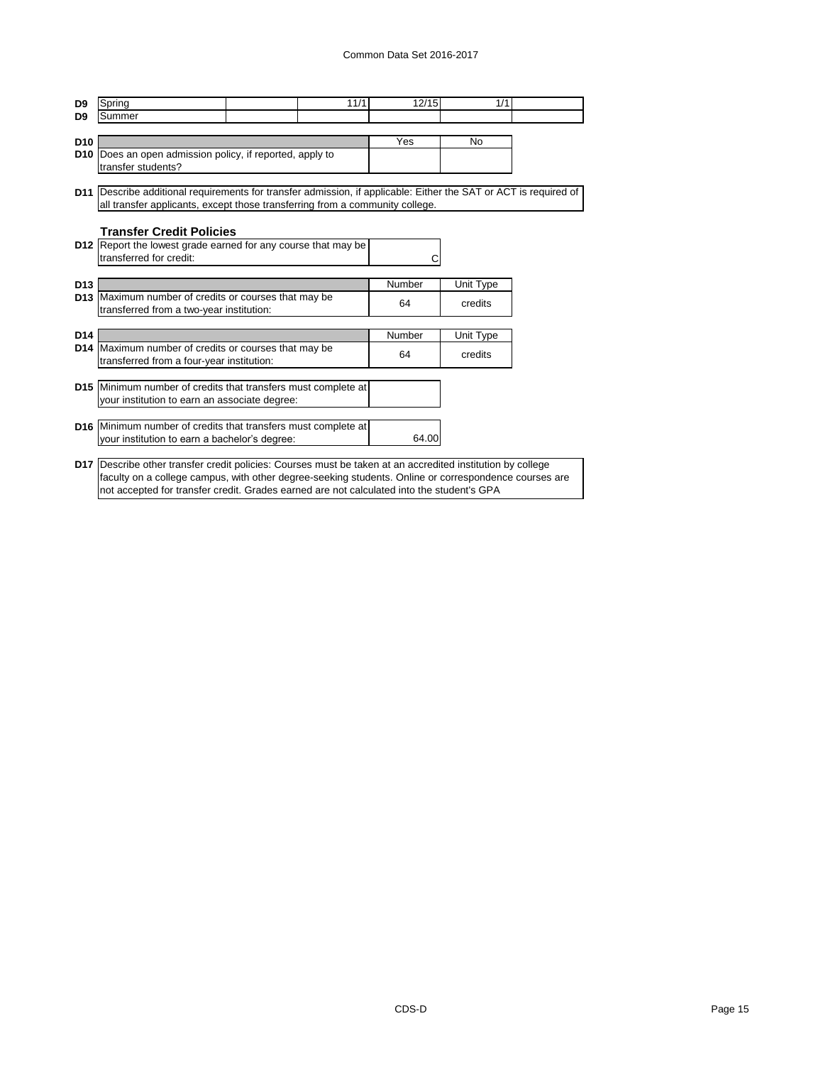| | | | | | | |
|---|---|---|---|---|---|---|
| D9 | Spring | | 11/1 | 12/15 | 1/1 | |
| D9 | Summer | | | | | |

| | | Yes | No |
|---|---|---|---|
| D10 | | Yes | No |
| D10 | Does an open admission policy, if reported, apply to transfer students? | | |

**D11** Describe additional requirements for transfer admission, if applicable: Either the SAT or ACT is required of all transfer applicants, except those transferring from a community college.

### Transfer Credit Policies

| | | |
|---|---|---|
| D12 | Report the lowest grade earned for any course that may be transferred for credit: | C |

| | | Number | Unit Type |
|---|---|---|---|
| D13 | Maximum number of credits or courses that may be transferred from a two-year institution: | 64 | credits |

| | | Number | Unit Type |
|---|---|---|---|
| D14 | Maximum number of credits or courses that may be transferred from a four-year institution: | 64 | credits |

| | | |
|---|---|---|
| D15 | Minimum number of credits that transfers must complete at your institution to earn an associate degree: | |

| | | |
|---|---|---|
| D16 | Minimum number of credits that transfers must complete at your institution to earn a bachelor's degree: | 64.00 |

**D17** Describe other transfer credit policies: Courses must be taken at an accredited institution by college faculty on a college campus, with other degree-seeking students. Online or correspondence courses are not accepted for transfer credit. Grades earned are not calculated into the student's GPA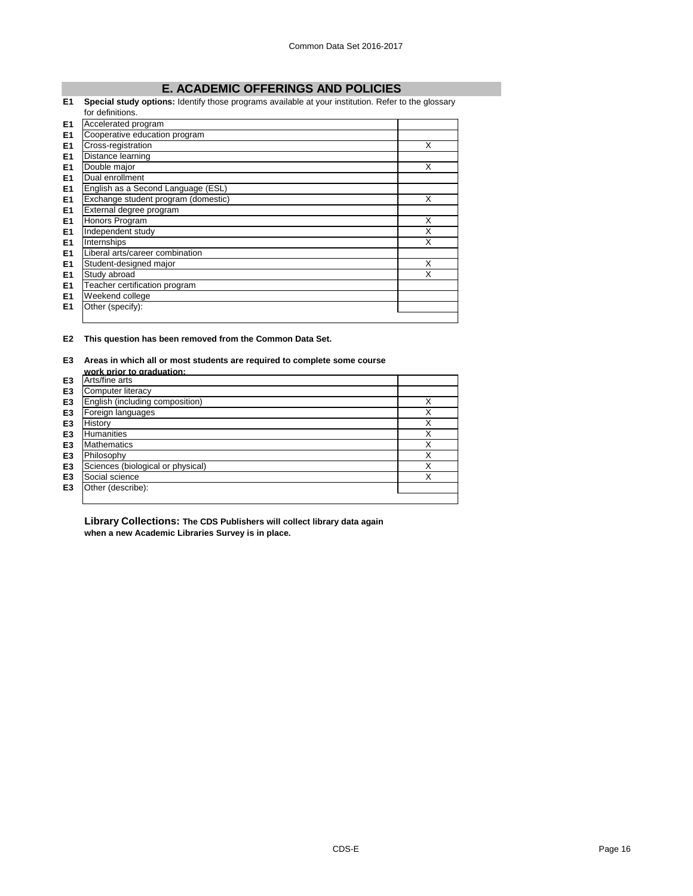## E. ACADEMIC OFFERINGS AND POLICIES

**E1** **Special study options:** Identify those programs available at your institution. Refer to the glossary for definitions.

| | Program | |
|---|---|---|
| E1 | Accelerated program | |
| E1 | Cooperative education program | |
| E1 | Cross-registration | X |
| E1 | Distance learning | |
| E1 | Double major | X |
| E1 | Dual enrollment | |
| E1 | English as a Second Language (ESL) | |
| E1 | Exchange student program (domestic) | X |
| E1 | External degree program | |
| E1 | Honors Program | X |
| E1 | Independent study | X |
| E1 | Internships | X |
| E1 | Liberal arts/career combination | |
| E1 | Student-designed major | X |
| E1 | Study abroad | X |
| E1 | Teacher certification program | |
| E1 | Weekend college | |
| E1 | Other (specify): | |

**E2** **This question has been removed from the Common Data Set.**

**E3** **Areas in which all or most students are required to complete some course work prior to graduation:**

| | Area | |
|---|---|---|
| E3 | Arts/fine arts | |
| E3 | Computer literacy | |
| E3 | English (including composition) | X |
| E3 | Foreign languages | X |
| E3 | History | X |
| E3 | Humanities | X |
| E3 | Mathematics | X |
| E3 | Philosophy | X |
| E3 | Sciences (biological or physical) | X |
| E3 | Social science | X |
| E3 | Other (describe): | |

**Library Collections: The CDS Publishers will collect library data again when a new Academic Libraries Survey is in place.**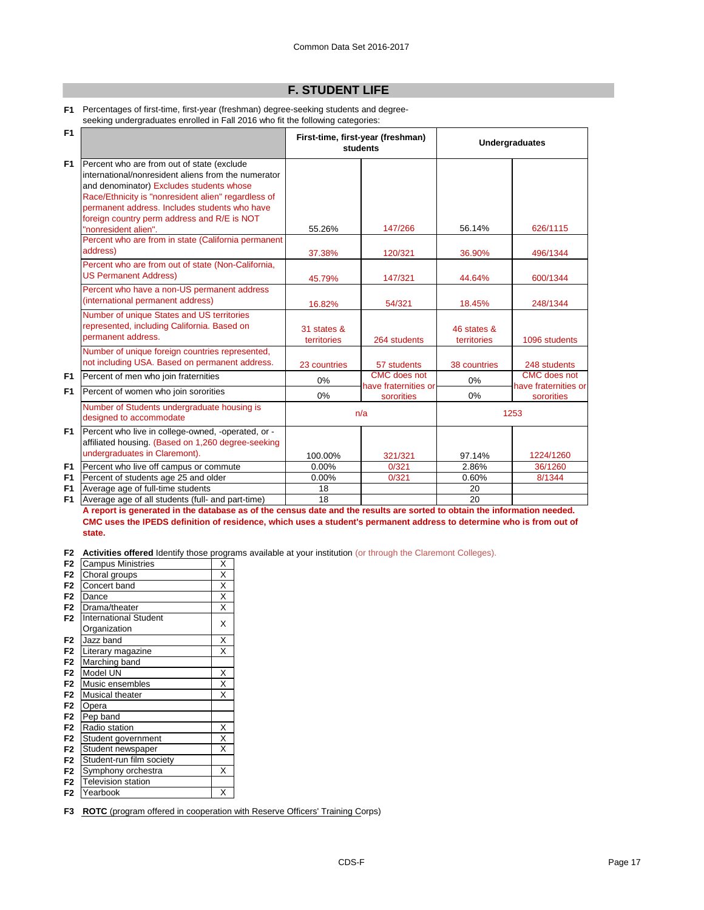## F. STUDENT LIFE

**F1** Percentages of first-time, first-year (freshman) degree-seeking students and degree-seeking undergraduates enrolled in Fall 2016 who fit the following categories:

| | | First-time, first-year (freshman) students | | Undergraduates | |
|---|---|---|---|---|---|
| F1 | Percent who are from out of state (exclude international/nonresident aliens from the numerator and denominator) Excludes students whose Race/Ethnicity is "nonresident alien" regardless of permanent address. Includes students who have foreign country perm address and R/E is NOT "nonresident alien". | 55.26% | 147/266 | 56.14% | 626/1115 |
| | Percent who are from in state (California permanent address) | 37.38% | 120/321 | 36.90% | 496/1344 |
| | Percent who are from out of state (Non-California, US Permanent Address) | 45.79% | 147/321 | 44.64% | 600/1344 |
| | Percent who have a non-US permanent address (international permanent address) | 16.82% | 54/321 | 18.45% | 248/1344 |
| | Number of unique States and US territories represented, including California. Based on permanent address. | 31 states & territories | 264 students | 46 states & territories | 1096 students |
| | Number of unique foreign countries represented, not including USA. Based on permanent address. | 23 countries | 57 students | 38 countries | 248 students |
| F1 | Percent of men who join fraternities | 0% | CMC does not have fraternities or sororities | 0% | CMC does not have fraternities or sororities |
| F1 | Percent of women who join sororities | 0% | | 0% | |
| | Number of Students undergraduate housing is designed to accommodate | n/a | | 1253 | |
| F1 | Percent who live in college-owned, -operated, or -affiliated housing. (Based on 1,260 degree-seeking undergraduates in Claremont). | 100.00% | 321/321 | 97.14% | 1224/1260 |
| F1 | Percent who live off campus or commute | 0.00% | 0/321 | 2.86% | 36/1260 |
| F1 | Percent of students age 25 and older | 0.00% | 0/321 | 0.60% | 8/1344 |
| F1 | Average age of full-time students | 18 | | 20 | |
| F1 | Average age of all students (full- and part-time) | 18 | | 20 | |

**A report is generated in the database as of the census date and the results are sorted to obtain the information needed. CMC uses the IPEDS definition of residence, which uses a student's permanent address to determine who is from out of state.**

**F2** **Activities offered** Identify those programs available at your institution (or through the Claremont Colleges).

| | Activity | |
|---|---|---|
| F2 | Campus Ministries | X |
| F2 | Choral groups | X |
| F2 | Concert band | X |
| F2 | Dance | X |
| F2 | Drama/theater | X |
| F2 | International Student Organization | X |
| F2 | Jazz band | X |
| F2 | Literary magazine | X |
| F2 | Marching band | |
| F2 | Model UN | X |
| F2 | Music ensembles | X |
| F2 | Musical theater | X |
| F2 | Opera | |
| F2 | Pep band | |
| F2 | Radio station | X |
| F2 | Student government | X |
| F2 | Student newspaper | X |
| F2 | Student-run film society | |
| F2 | Symphony orchestra | X |
| F2 | Television station | |
| F2 | Yearbook | X |

**F3** **ROTC** (program offered in cooperation with Reserve Officers' Training Corps)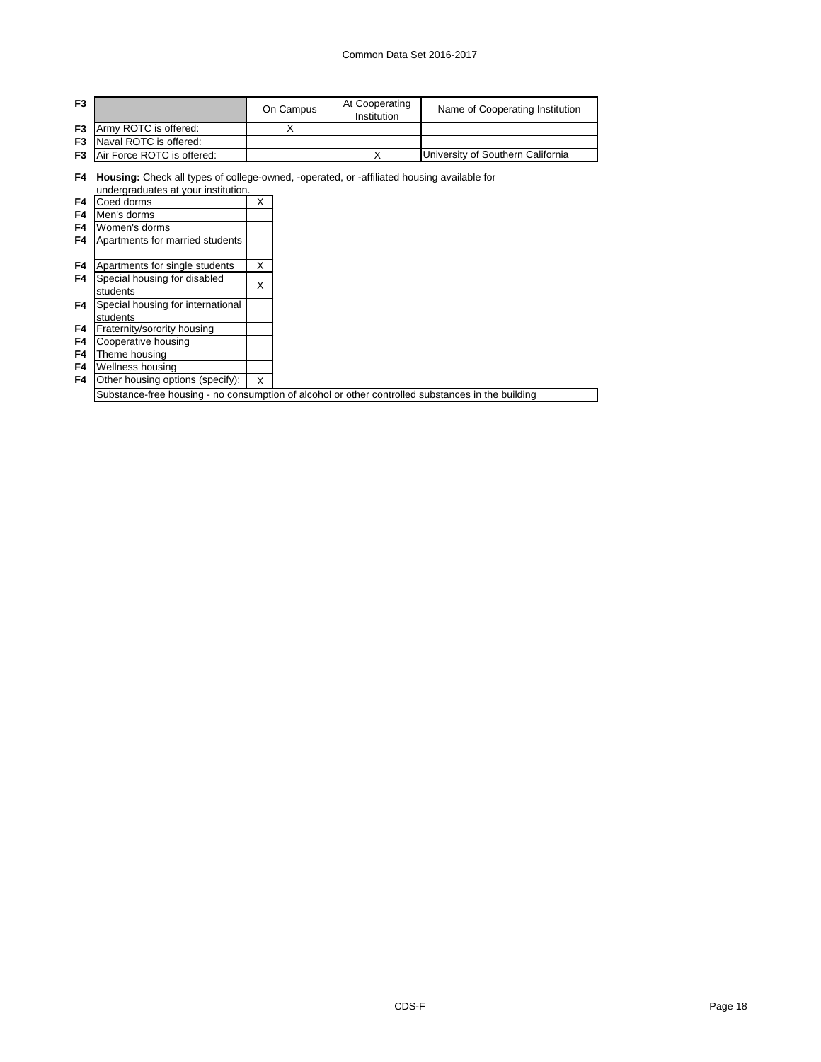| F3 | | On Campus | At Cooperating Institution | Name of Cooperating Institution |
|---|---|---|---|---|
| F3 | Army ROTC is offered: | X | | |
| F3 | Naval ROTC is offered: | | | |
| F3 | Air Force ROTC is offered: | | X | University of Southern California |

**F4** **Housing:** Check all types of college-owned, -operated, or -affiliated housing available for undergraduates at your institution.

| | | |
|---|---|---|
| F4 | Coed dorms | X |
| F4 | Men's dorms | |
| F4 | Women's dorms | |
| F4 | Apartments for married students | |
| F4 | Apartments for single students | X |
| F4 | Special housing for disabled students | X |
| F4 | Special housing for international students | |
| F4 | Fraternity/sorority housing | |
| F4 | Cooperative housing | |
| F4 | Theme housing | |
| F4 | Wellness housing | |
| F4 | Other housing options (specify): | X |

Substance-free housing - no consumption of alcohol or other controlled substances in the building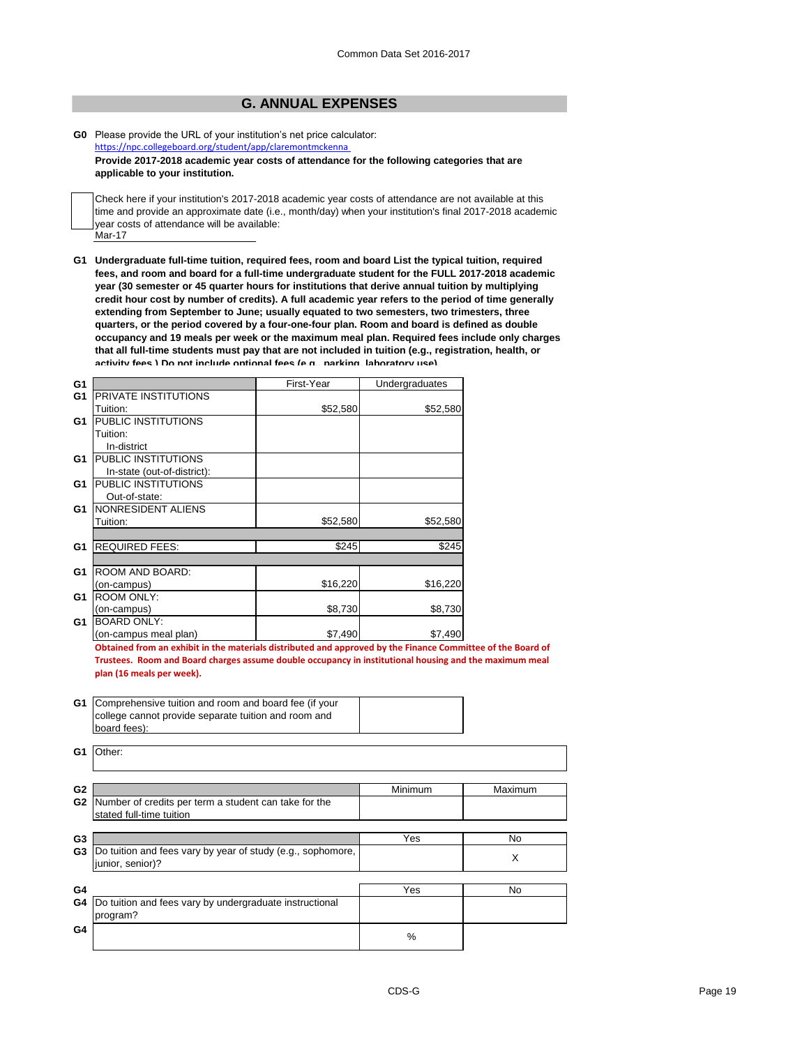Common Data Set 2016-2017

## G. ANNUAL EXPENSES

**G0** Please provide the URL of your institution's net price calculator:
https://npc.collegeboard.org/student/app/claremontmckenna

**Provide 2017-2018 academic year costs of attendance for the following categories that are applicable to your institution.**

☐ Check here if your institution's 2017-2018 academic year costs of attendance are not available at this time and provide an approximate date (i.e., month/day) when your institution's final 2017-2018 academic year costs of attendance will be available:
Mar-17

**G1 Undergraduate full-time tuition, required fees, room and board List the typical tuition, required fees, and room and board for a full-time undergraduate student for the FULL 2017-2018 academic year (30 semester or 45 quarter hours for institutions that derive annual tuition by multiplying credit hour cost by number of credits). A full academic year refers to the period of time generally extending from September to June; usually equated to two semesters, two trimesters, three quarters, or the period covered by a four-one-four plan. Room and board is defined as double occupancy and 19 meals per week or the maximum meal plan. Required fees include only charges that all full-time students must pay that are not included in tuition (e.g., registration, health, or activity fees.) Do not include optional fees (e.g., parking, laboratory use).**

| G1 | | First-Year | Undergraduates |
|---|---|---|---|
| G1 | PRIVATE INSTITUTIONS Tuition: | $52,580 | $52,580 |
| G1 | PUBLIC INSTITUTIONS Tuition: In-district | | |
| G1 | PUBLIC INSTITUTIONS In-state (out-of-district): | | |
| G1 | PUBLIC INSTITUTIONS Out-of-state: | | |
| G1 | NONRESIDENT ALIENS Tuition: | $52,580 | $52,580 |
| G1 | REQUIRED FEES: | $245 | $245 |
| G1 | ROOM AND BOARD: (on-campus) | $16,220 | $16,220 |
| G1 | ROOM ONLY: (on-campus) | $8,730 | $8,730 |
| G1 | BOARD ONLY: (on-campus meal plan) | $7,490 | $7,490 |

**Obtained from an exhibit in the materials distributed and approved by the Finance Committee of the Board of Trustees. Room and Board charges assume double occupancy in institutional housing and the maximum meal plan (16 meals per week).**

| G1 | Comprehensive tuition and room and board fee (if your college cannot provide separate tuition and room and board fees): | |
|---|---|---|

| G1 | Other: |
|---|---|

| G2 | | Minimum | Maximum |
|---|---|---|---|
| G2 | Number of credits per term a student can take for the stated full-time tuition | | |

| G3 | | Yes | No |
|---|---|---|---|
| G3 | Do tuition and fees vary by year of study (e.g., sophomore, junior, senior)? | | X |

| G4 | | Yes | No |
|---|---|---|---|
| G4 | Do tuition and fees vary by undergraduate instructional program? | | |
| G4 | | % | |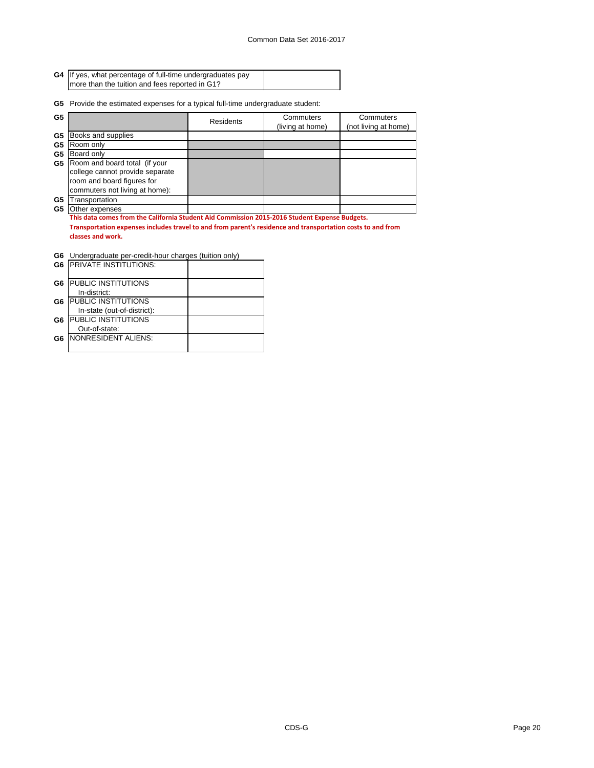| G4 | If yes, what percentage of full-time undergraduates pay more than the tuition and fees reported in G1? | |
|---|---|---|

**G5** Provide the estimated expenses for a typical full-time undergraduate student:

| G5 | | Residents | Commuters (living at home) | Commuters (not living at home) |
|---|---|---|---|---|
| G5 | Books and supplies | | | |
| G5 | Room only | | | |
| G5 | Board only | | | |
| G5 | Room and board total (if your college cannot provide separate room and board figures for commuters not living at home): | | | |
| G5 | Transportation | | | |
| G5 | Other expenses | | | |

**This data comes from the California Student Aid Commission 2015-2016 Student Expense Budgets.**
**Transportation expenses includes travel to and from parent's residence and transportation costs to and from classes and work.**

**G6** Undergraduate per-credit-hour charges (tuition only)

| G6 | PRIVATE INSTITUTIONS: | |
|---|---|---|
| G6 | PUBLIC INSTITUTIONS In-district: | |
| G6 | PUBLIC INSTITUTIONS In-state (out-of-district): | |
| G6 | PUBLIC INSTITUTIONS Out-of-state: | |
| G6 | NONRESIDENT ALIENS: | |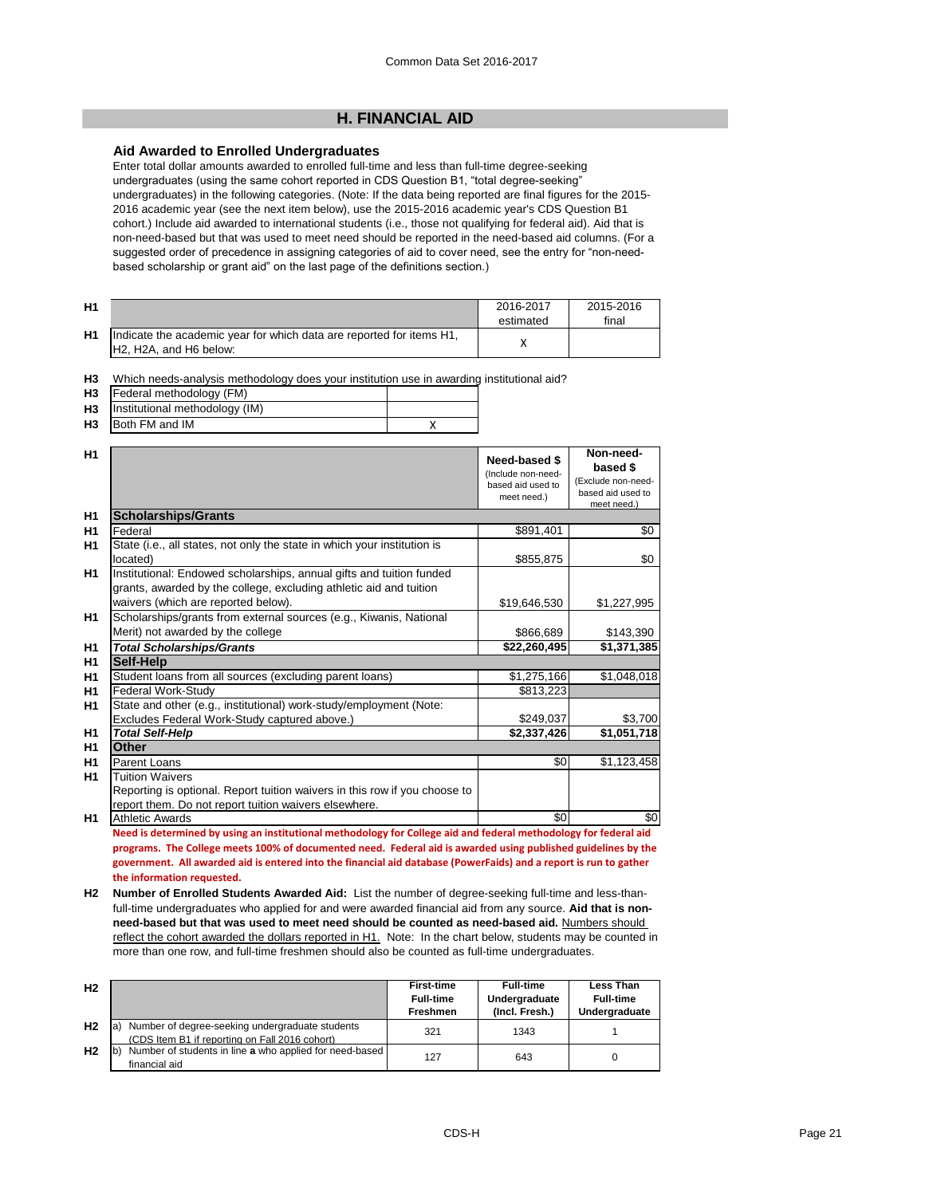## H. FINANCIAL AID

### Aid Awarded to Enrolled Undergraduates

Enter total dollar amounts awarded to enrolled full-time and less than full-time degree-seeking undergraduates (using the same cohort reported in CDS Question B1, "total degree-seeking" undergraduates) in the following categories. (Note: If the data being reported are final figures for the 2015-2016 academic year (see the next item below), use the 2015-2016 academic year's CDS Question B1 cohort.) Include aid awarded to international students (i.e., those not qualifying for federal aid). Aid that is non-need-based but that was used to meet need should be reported in the need-based aid columns. (For a suggested order of precedence in assigning categories of aid to cover need, see the entry for "non-need-based scholarship or grant aid" on the last page of the definitions section.)

| | | 2016-2017 estimated | 2015-2016 final |
|---|---|---|---|
| H1 | Indicate the academic year for which data are reported for items H1, H2, H2A, and H6 below: | X | |

**H3** Which needs-analysis methodology does your institution use in awarding institutional aid?

| | | |
|---|---|---|
| H3 | Federal methodology (FM) | |
| H3 | Institutional methodology (IM) | |
| H3 | Both FM and IM | X |

| | | Need-based $ (Include non-need-based aid used to meet need.) | Non-need-based $ (Exclude non-need-based aid used to meet need.) |
|---|---|---|---|
| H1 | **Scholarships/Grants** | | |
| H1 | Federal | $891,401 | $0 |
| H1 | State (i.e., all states, not only the state in which your institution is located) | $855,875 | $0 |
| H1 | Institutional: Endowed scholarships, annual gifts and tuition funded grants, awarded by the college, excluding athletic aid and tuition waivers (which are reported below). | $19,646,530 | $1,227,995 |
| H1 | Scholarships/grants from external sources (e.g., Kiwanis, National Merit) not awarded by the college | $866,689 | $143,390 |
| H1 | ***Total Scholarships/Grants*** | **$22,260,495** | **$1,371,385** |
| H1 | **Self-Help** | | |
| H1 | Student loans from all sources (excluding parent loans) | $1,275,166 | $1,048,018 |
| H1 | Federal Work-Study | $813,223 | |
| H1 | State and other (e.g., institutional) work-study/employment (Note: Excludes Federal Work-Study captured above.) | $249,037 | $3,700 |
| H1 | ***Total Self-Help*** | **$2,337,426** | **$1,051,718** |
| H1 | **Other** | | |
| H1 | Parent Loans | $0 | $1,123,458 |
| H1 | Tuition Waivers<br>Reporting is optional. Report tuition waivers in this row if you choose to report them. Do not report tuition waivers elsewhere. | | |
| H1 | Athletic Awards | $0 | $0 |

**Need is determined by using an institutional methodology for College aid and federal methodology for federal aid programs. The College meets 100% of documented need. Federal aid is awarded using published guidelines by the government. All awarded aid is entered into the financial aid database (PowerFaids) and a report is run to gather the information requested.**

**H2** **Number of Enrolled Students Awarded Aid:** List the number of degree-seeking full-time and less-than-full-time undergraduates who applied for and were awarded financial aid from any source. **Aid that is non-need-based but that was used to meet need should be counted as need-based aid.** Numbers should reflect the cohort awarded the dollars reported in H1. Note: In the chart below, students may be counted in more than one row, and full-time freshmen should also be counted as full-time undergraduates.

| | | First-time Full-time Freshmen | Full-time Undergraduate (Incl. Fresh.) | Less Than Full-time Undergraduate |
|---|---|---|---|---|
| H2 | a) Number of degree-seeking undergraduate students (CDS Item B1 if reporting on Fall 2016 cohort) | 321 | 1343 | 1 |
| H2 | b) Number of students in line **a** who applied for need-based financial aid | 127 | 643 | 0 |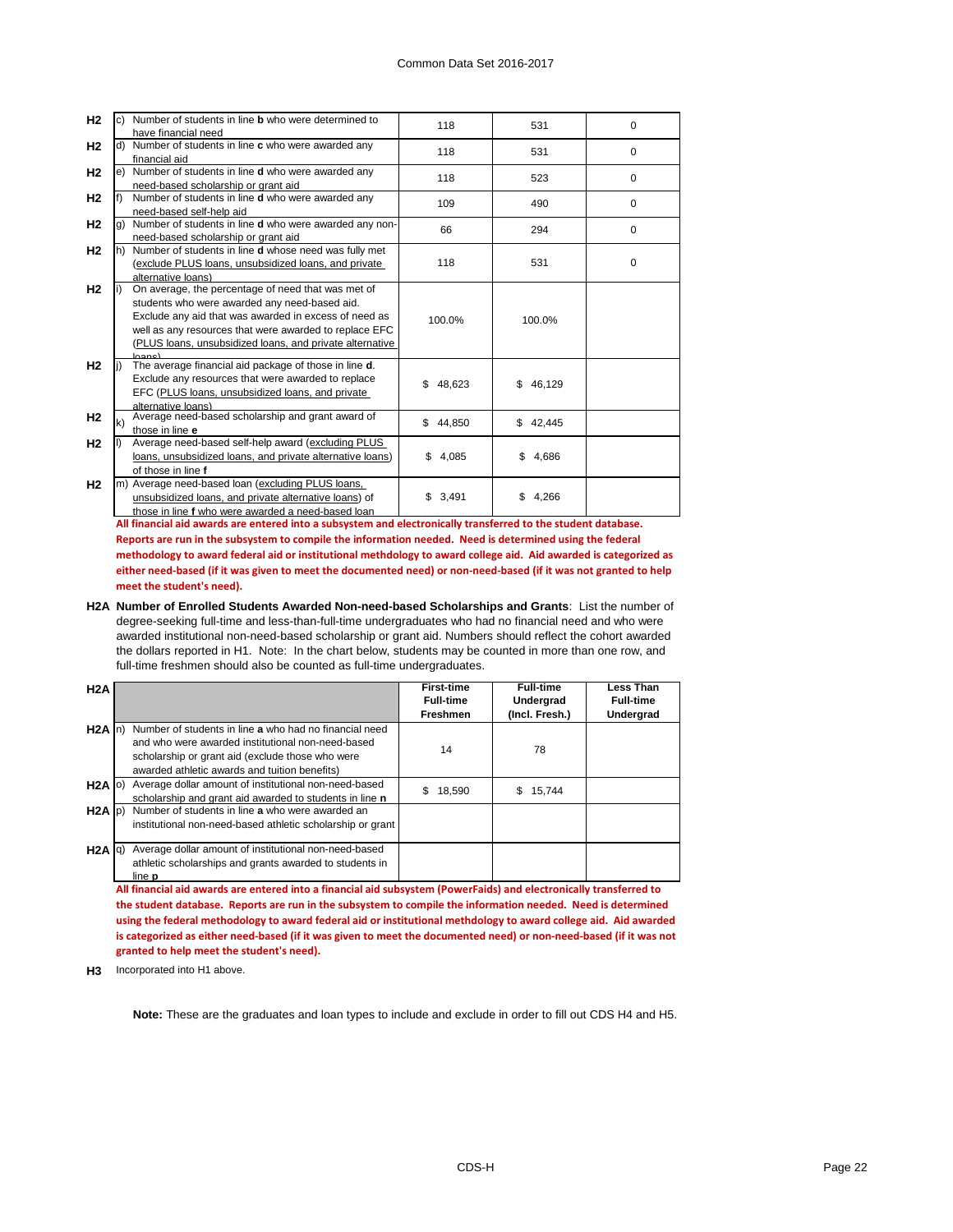| | | | | |
|---|---|---|---|---|
| H2 | c) Number of students in line **b** who were determined to have financial need | 118 | 531 | 0 |
| H2 | d) Number of students in line **c** who were awarded any financial aid | 118 | 531 | 0 |
| H2 | e) Number of students in line **d** who were awarded any need-based scholarship or grant aid | 118 | 523 | 0 |
| H2 | f) Number of students in line **d** who were awarded any need-based self-help aid | 109 | 490 | 0 |
| H2 | g) Number of students in line **d** who were awarded any non-need-based scholarship or grant aid | 66 | 294 | 0 |
| H2 | h) Number of students in line **d** whose need was fully met (exclude PLUS loans, unsubsidized loans, and private alternative loans) | 118 | 531 | 0 |
| H2 | i) On average, the percentage of need that was met of students who were awarded any need-based aid. Exclude any aid that was awarded in excess of need as well as any resources that were awarded to replace EFC (PLUS loans, unsubsidized loans, and private alternative loans) | 100.0% | 100.0% | |
| H2 | j) The average financial aid package of those in line **d**. Exclude any resources that were awarded to replace EFC (PLUS loans, unsubsidized loans, and private alternative loans) | $ 48,623 | $ 46,129 | |
| H2 | k) Average need-based scholarship and grant award of those in line **e** | $ 44,850 | $ 42,445 | |
| H2 | l) Average need-based self-help award (excluding PLUS loans, unsubsidized loans, and private alternative loans) of those in line **f** | $ 4,085 | $ 4,686 | |
| H2 | m) Average need-based loan (excluding PLUS loans, unsubsidized loans, and private alternative loans) of those in line **f** who were awarded a need-based loan | $ 3,491 | $ 4,266 | |

**All financial aid awards are entered into a subsystem and electronically transferred to the student database. Reports are run in the subsystem to compile the information needed. Need is determined using the federal methodology to award federal aid or institutional methdology to award college aid. Aid awarded is categorized as either need-based (if it was given to meet the documented need) or non-need-based (if it was not granted to help meet the student's need).**

**H2A Number of Enrolled Students Awarded Non-need-based Scholarships and Grants**: List the number of degree-seeking full-time and less-than-full-time undergraduates who had no financial need and who were awarded institutional non-need-based scholarship or grant aid. Numbers should reflect the cohort awarded the dollars reported in H1. Note: In the chart below, students may be counted in more than one row, and full-time freshmen should also be counted as full-time undergraduates.

| H2A | | First-time Full-time Freshmen | Full-time Undergrad (Incl. Fresh.) | Less Than Full-time Undergrad |
|---|---|---|---|---|
| H2A | n) Number of students in line **a** who had no financial need and who were awarded institutional non-need-based scholarship or grant aid (exclude those who were awarded athletic awards and tuition benefits) | 14 | 78 | |
| H2A | o) Average dollar amount of institutional non-need-based scholarship and grant aid awarded to students in line **n** | $ 18,590 | $ 15,744 | |
| H2A | p) Number of students in line **a** who were awarded an institutional non-need-based athletic scholarship or grant | | | |
| H2A | q) Average dollar amount of institutional non-need-based athletic scholarships and grants awarded to students in line **p** | | | |

**All financial aid awards are entered into a financial aid subsystem (PowerFaids) and electronically transferred to the student database. Reports are run in the subsystem to compile the information needed. Need is determined using the federal methodology to award federal aid or institutional methdology to award college aid. Aid awarded is categorized as either need-based (if it was given to meet the documented need) or non-need-based (if it was not granted to help meet the student's need).**

**H3** Incorporated into H1 above.

**Note:** These are the graduates and loan types to include and exclude in order to fill out CDS H4 and H5.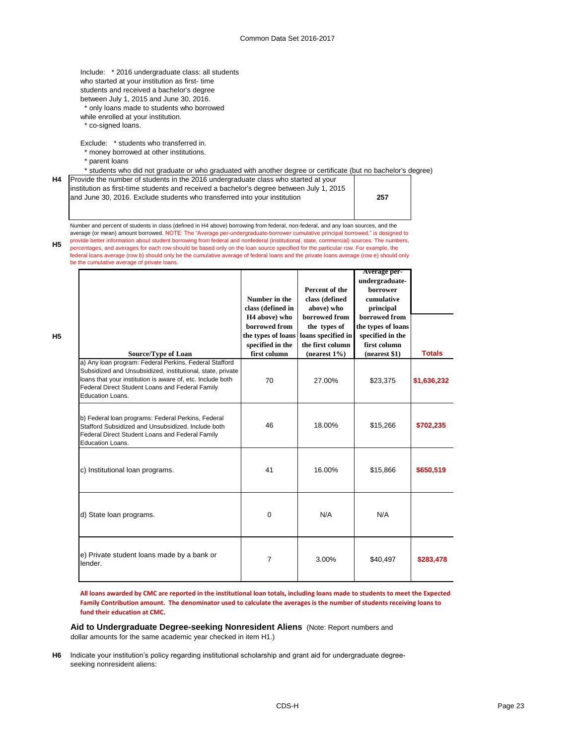Include: * 2016 undergraduate class: all students who started at your institution as first- time students and received a bachelor's degree between July 1, 2015 and June 30, 2016.
* only loans made to students who borrowed while enrolled at your institution.
* co-signed loans.

Exclude: * students who transferred in.
* money borrowed at other institutions.
* parent loans
* students who did not graduate or who graduated with another degree or certificate (but no bachelor's degree)

**H4** Provide the number of students in the 2016 undergraduate class who started at your institution as first-time students and received a bachelor's degree between July 1, 2015 and June 30, 2016. Exclude students who transferred into your institution: **257**

**H5** Number and percent of students in class (defined in H4 above) borrowing from federal, non-federal, and any loan sources, and the average (or mean) amount borrowed. NOTE: The "Average per-undergraduate-borrower cumulative principal borrowed," is designed to provide better information about student borrowing from federal and nonfederal (institutional, state, commercial) sources. The numbers, percentages, and averages for each row should be based only on the loan source specified for the particular row. For example, the federal loans average (row b) should only be the cumulative average of federal loans and the private loans average (row e) should only be the cumulative average of private loans.

| Source/Type of Loan | Number in the class (defined in H4 above) who borrowed from the types of loans specified in the first column | Percent of the class (defined above) who borrowed from the types of loans specified in the first column (nearest 1%) | Average per-undergraduate-borrower cumulative principal borrowed from the types of loans specified in the first column (nearest $1) | Totals |
|---|---|---|---|---|
| a) Any loan program: Federal Perkins, Federal Stafford Subsidized and Unsubsidized, institutional, state, private loans that your institution is aware of, etc. Include both Federal Direct Student Loans and Federal Family Education Loans. | 70 | 27.00% | $23,375 | $1,636,232 |
| b) Federal loan programs: Federal Perkins, Federal Stafford Subsidized and Unsubsidized. Include both Federal Direct Student Loans and Federal Family Education Loans. | 46 | 18.00% | $15,266 | $702,235 |
| c) Institutional loan programs. | 41 | 16.00% | $15,866 | $650,519 |
| d) State loan programs. | 0 | N/A | N/A | |
| e) Private student loans made by a bank or lender. | 7 | 3.00% | $40,497 | $283,478 |

**All loans awarded by CMC are reported in the institutional loan totals, including loans made to students to meet the Expected Family Contribution amount. The denominator used to calculate the averages is the number of students receiving loans to fund their education at CMC.**

## Aid to Undergraduate Degree-seeking Nonresident Aliens

(Note: Report numbers and dollar amounts for the same academic year checked in item H1.)

**H6** Indicate your institution's policy regarding institutional scholarship and grant aid for undergraduate degree-seeking nonresident aliens: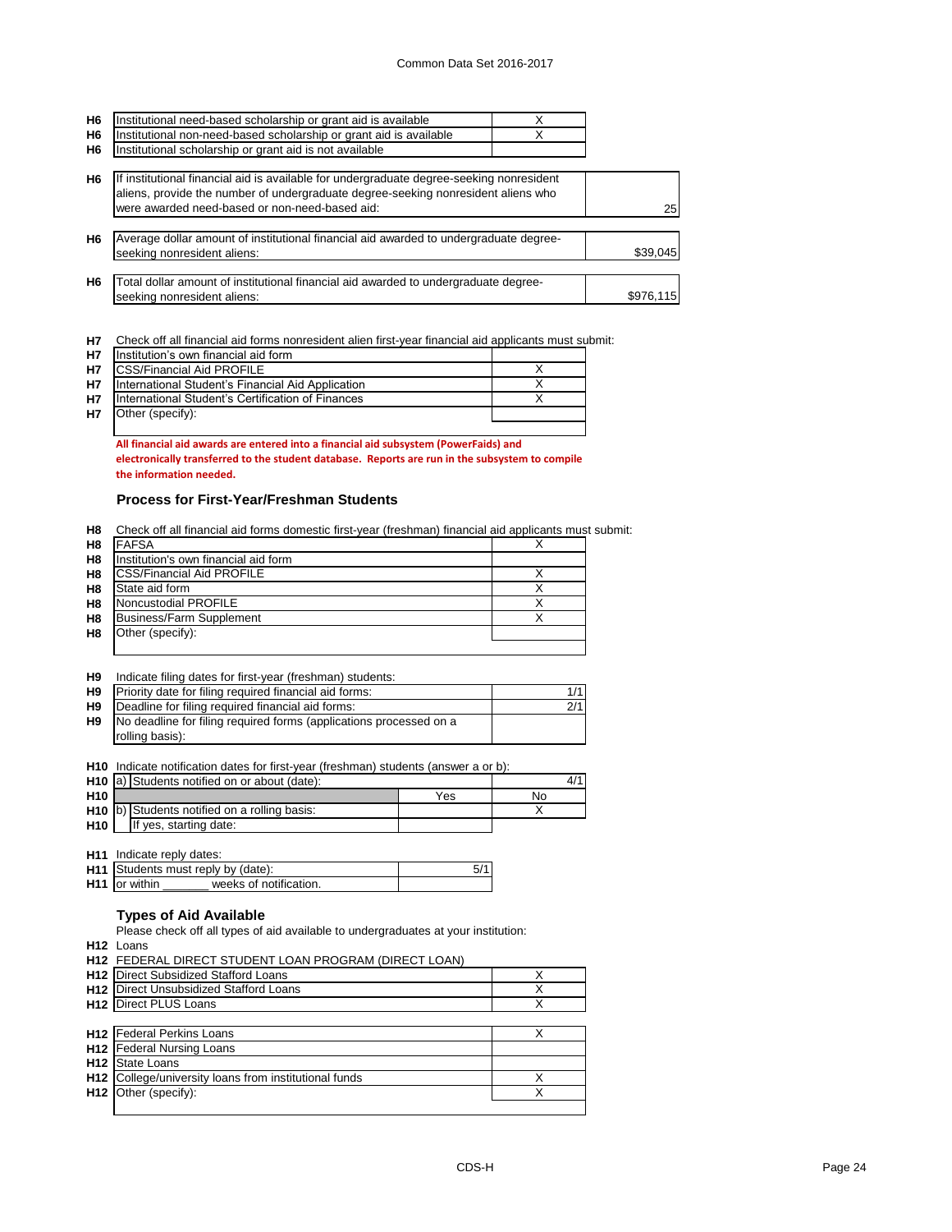| | | |
|---|---|---|
| H6 | Institutional need-based scholarship or grant aid is available | X |
| H6 | Institutional non-need-based scholarship or grant aid is available | X |
| H6 | Institutional scholarship or grant aid is not available | |

| | | |
|---|---|---|
| H6 | If institutional financial aid is available for undergraduate degree-seeking nonresident aliens, provide the number of undergraduate degree-seeking nonresident aliens who were awarded need-based or non-need-based aid: | 25 |
| H6 | Average dollar amount of institutional financial aid awarded to undergraduate degree-seeking nonresident aliens: | $39,045 |
| H6 | Total dollar amount of institutional financial aid awarded to undergraduate degree-seeking nonresident aliens: | $976,115 |

H7 Check off all financial aid forms nonresident alien first-year financial aid applicants must submit:

| | | |
|---|---|---|
| H7 | Institution's own financial aid form | |
| H7 | CSS/Financial Aid PROFILE | X |
| H7 | International Student's Financial Aid Application | X |
| H7 | International Student's Certification of Finances | X |
| H7 | Other (specify): | |

**All financial aid awards are entered into a financial aid subsystem (PowerFaids) and electronically transferred to the student database. Reports are run in the subsystem to compile the information needed.**

### Process for First-Year/Freshman Students

H8 Check off all financial aid forms domestic first-year (freshman) financial aid applicants must submit:

| | | |
|---|---|---|
| H8 | FAFSA | X |
| H8 | Institution's own financial aid form | |
| H8 | CSS/Financial Aid PROFILE | X |
| H8 | State aid form | X |
| H8 | Noncustodial PROFILE | X |
| H8 | Business/Farm Supplement | X |
| H8 | Other (specify): | |

H9 Indicate filing dates for first-year (freshman) students:

| | | |
|---|---|---|
| H9 | Priority date for filing required financial aid forms: | 1/1 |
| H9 | Deadline for filing required financial aid forms: | 2/1 |
| H9 | No deadline for filing required forms (applications processed on a rolling basis): | |

H10 Indicate notification dates for first-year (freshman) students (answer a or b):

| | | | |
|---|---|---|---|
| H10 | a) Students notified on or about (date): | | 4/1 |
| H10 | | Yes | No |
| H10 | b) Students notified on a rolling basis: | | X |
| H10 | If yes, starting date: | | |

H11 Indicate reply dates:

| | | |
|---|---|---|
| H11 | Students must reply by (date): | 5/1 |
| H11 | or within _______ weeks of notification. | |

### Types of Aid Available

Please check off all types of aid available to undergraduates at your institution:

H12 Loans

H12 FEDERAL DIRECT STUDENT LOAN PROGRAM (DIRECT LOAN)

| | | |
|---|---|---|
| H12 | Direct Subsidized Stafford Loans | X |
| H12 | Direct Unsubsidized Stafford Loans | X |
| H12 | Direct PLUS Loans | X |

| | | |
|---|---|---|
| H12 | Federal Perkins Loans | X |
| H12 | Federal Nursing Loans | |
| H12 | State Loans | |
| H12 | College/university loans from institutional funds | X |
| H12 | Other (specify): | X |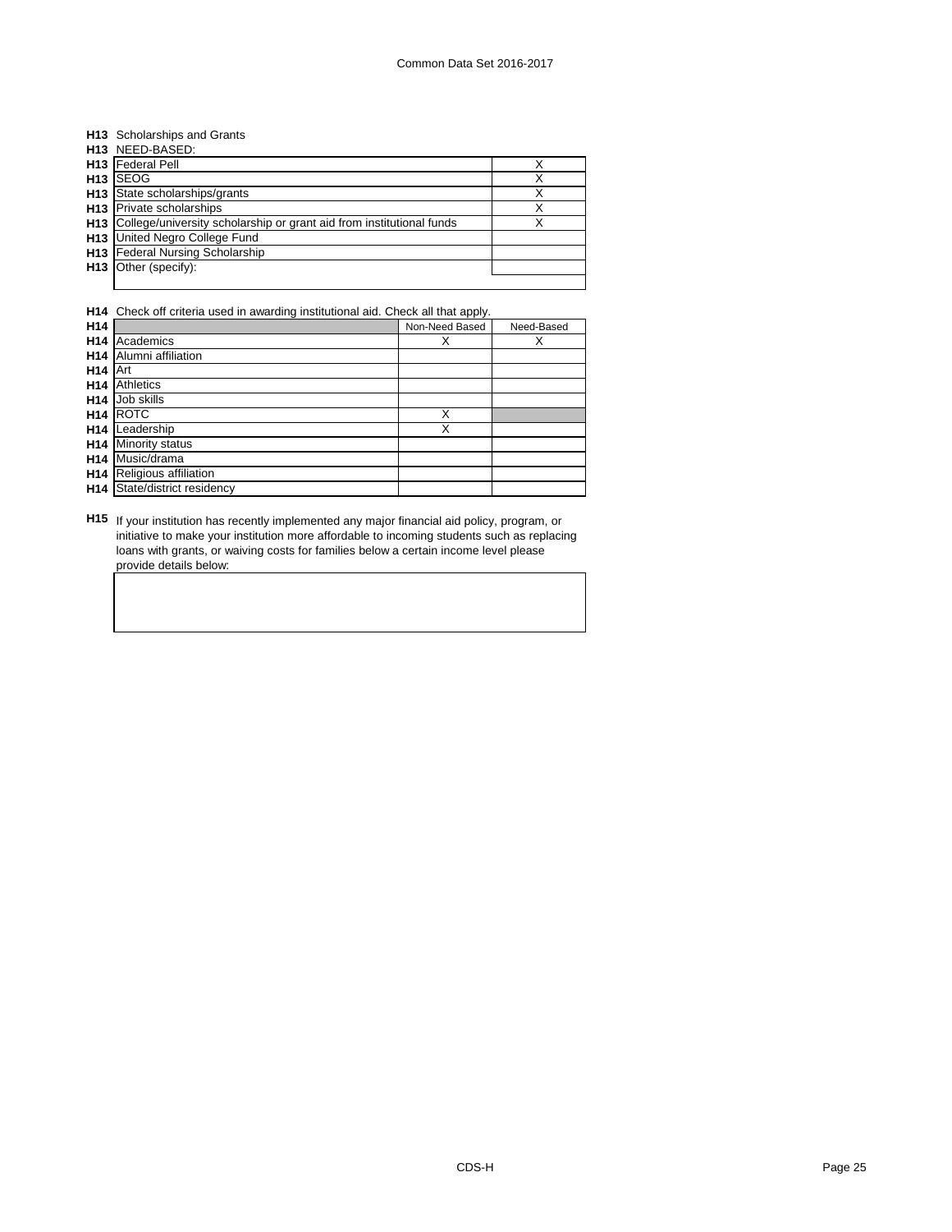**H13** Scholarships and Grants

**H13** NEED-BASED:

| | | |
|---|---|---|
| **H13** | Federal Pell | X |
| **H13** | SEOG | X |
| **H13** | State scholarships/grants | X |
| **H13** | Private scholarships | X |
| **H13** | College/university scholarship or grant aid from institutional funds | X |
| **H13** | United Negro College Fund | |
| **H13** | Federal Nursing Scholarship | |
| **H13** | Other (specify): | |
| | | |

**H14** Check off criteria used in awarding institutional aid. Check all that apply.

| **H14** | | Non-Need Based | Need-Based |
|---|---|---|---|
| **H14** | Academics | X | X |
| **H14** | Alumni affiliation | | |
| **H14** | Art | | |
| **H14** | Athletics | | |
| **H14** | Job skills | | |
| **H14** | ROTC | X | |
| **H14** | Leadership | X | |
| **H14** | Minority status | | |
| **H14** | Music/drama | | |
| **H14** | Religious affiliation | | |
| **H14** | State/district residency | | |

**H15** If your institution has recently implemented any major financial aid policy, program, or initiative to make your institution more affordable to incoming students such as replacing loans with grants, or waiving costs for families below a certain income level please provide details below: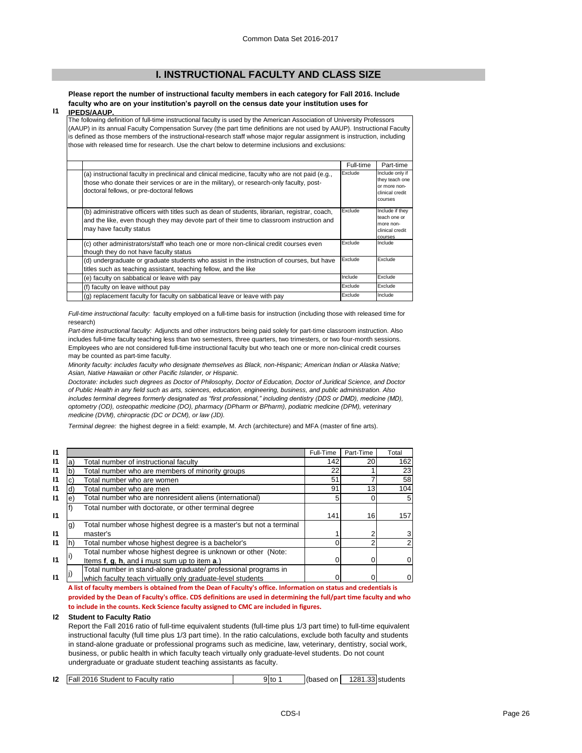Common Data Set 2016-2017

## I. INSTRUCTIONAL FACULTY AND CLASS SIZE

**I1** **Please report the number of instructional faculty members in each category for Fall 2016. Include faculty who are on your institution's payroll on the census date your institution uses for IPEDS/AAUP.**

The following definition of full-time instructional faculty is used by the American Association of University Professors (AAUP) in its annual Faculty Compensation Survey (the part time definitions are not used by AAUP). Instructional Faculty is defined as those members of the instructional-research staff whose major regular assignment is instruction, including those with released time for research. Use the chart below to determine inclusions and exclusions:

| | Full-time | Part-time |
|---|---|---|
| (a) instructional faculty in preclinical and clinical medicine, faculty who are not paid (e.g., those who donate their services or are in the military), or research-only faculty, post-doctoral fellows, or pre-doctoral fellows | Exclude | Include only if they teach one or more non-clinical credit courses |
| (b) administrative officers with titles such as dean of students, librarian, registrar, coach, and the like, even though they may devote part of their time to classroom instruction and may have faculty status | Exclude | Include if they teach one or more non-clinical credit courses |
| (c) other administrators/staff who teach one or more non-clinical credit courses even though they do not have faculty status | Exclude | Include |
| (d) undergraduate or graduate students who assist in the instruction of courses, but have titles such as teaching assistant, teaching fellow, and the like | Exclude | Exclude |
| (e) faculty on sabbatical or leave with pay | Include | Exclude |
| (f) faculty on leave without pay | Exclude | Exclude |
| (g) replacement faculty for faculty on sabbatical leave or leave with pay | Exclude | Include |

*Full-time instructional faculty:* faculty employed on a full-time basis for instruction (including those with released time for research)

*Part-time instructional faculty:* Adjuncts and other instructors being paid solely for part-time classroom instruction. Also includes full-time faculty teaching less than two semesters, three quarters, two trimesters, or two four-month sessions. Employees who are not considered full-time instructional faculty but who teach one or more non-clinical credit courses may be counted as part-time faculty.

*Minority faculty: includes faculty who designate themselves as Black, non-Hispanic; American Indian or Alaska Native; Asian, Native Hawaiian or other Pacific Islander, or Hispanic.*

*Doctorate: includes such degrees as Doctor of Philosophy, Doctor of Education, Doctor of Juridical Science, and Doctor of Public Health in any field such as arts, sciences, education, engineering, business, and public administration. Also includes terminal degrees formerly designated as "first professional," including dentistry (DDS or DMD), medicine (MD), optometry (OD), osteopathic medicine (DO), pharmacy (DPharm or BPharm), podiatric medicine (DPM), veterinary medicine (DVM), chiropractic (DC or DCM), or law (JD).*

*Terminal degree:* the highest degree in a field: example, M. Arch (architecture) and MFA (master of fine arts).

| | | | Full-Time | Part-Time | Total |
|---|---|---|---|---|---|
| I1 | a) | Total number of instructional faculty | 142 | 20 | 162 |
| I1 | b) | Total number who are members of minority groups | 22 | 1 | 23 |
| I1 | c) | Total number who are women | 51 | 7 | 58 |
| I1 | d) | Total number who are men | 91 | 13 | 104 |
| I1 | e) | Total number who are nonresident aliens (international) | 5 | 0 | 5 |
| I1 | f) | Total number with doctorate, or other terminal degree | 141 | 16 | 157 |
| I1 | g) | Total number whose highest degree is a master's but not a terminal master's | 1 | 2 | 3 |
| I1 | h) | Total number whose highest degree is a bachelor's | 0 | 2 | 2 |
| I1 | i) | Total number whose highest degree is unknown or other (Note: Items **f**, **g**, **h**, and **i** must sum up to item **a**.) | 0 | 0 | 0 |
| I1 | j) | Total number in stand-alone graduate/ professional programs in which faculty teach virtually only graduate-level students | 0 | 0 | 0 |

**A list of faculty members is obtained from the Dean of Faculty's office. Information on status and credentials is provided by the Dean of Faculty's office. CDS definitions are used in determining the full/part time faculty and who to include in the counts. Keck Science faculty assigned to CMC are included in figures.**

**I2** **Student to Faculty Ratio**

Report the Fall 2016 ratio of full-time equivalent students (full-time plus 1/3 part time) to full-time equivalent instructional faculty (full time plus 1/3 part time). In the ratio calculations, exclude both faculty and students in stand-alone graduate or professional programs such as medicine, law, veterinary, dentistry, social work, business, or public health in which faculty teach virtually only graduate-level students. Do not count undergraduate or graduate student teaching assistants as faculty.

| | | | | | |
|---|---|---|---|---|---|
| I2 | Fall 2016 Student to Faculty ratio | 9 to 1 | (based on | 1281.33 | students |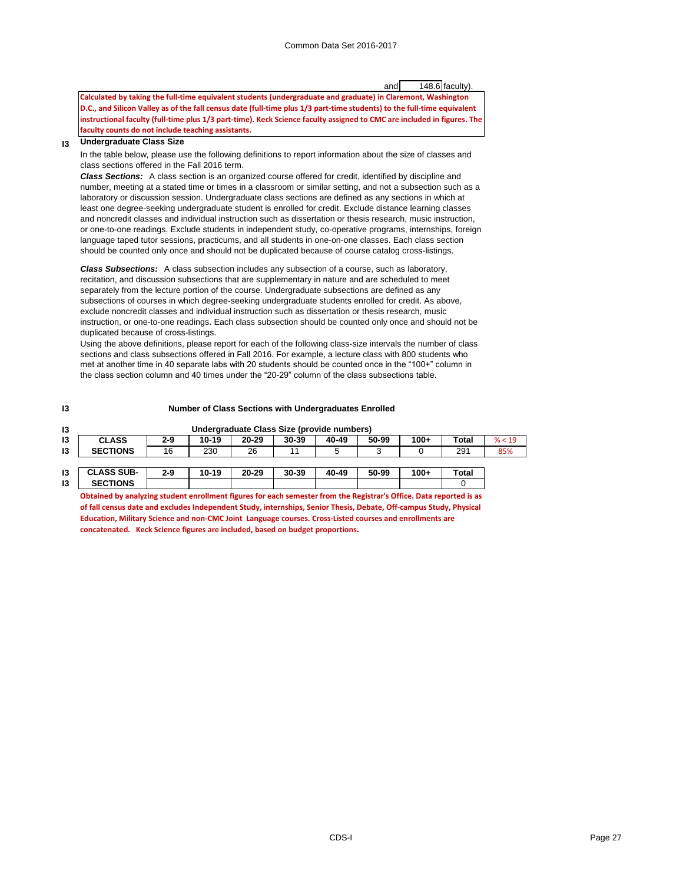and 148.6 faculty).

**Calculated by taking the full-time equivalent students (undergraduate and graduate) in Claremont, Washington D.C., and Silicon Valley as of the fall census date (full-time plus 1/3 part-time students) to the full-time equivalent instructional faculty (full-time plus 1/3 part-time). Keck Science faculty assigned to CMC are included in figures. The faculty counts do not include teaching assistants.**

I3 **Undergraduate Class Size**

In the table below, please use the following definitions to report information about the size of classes and class sections offered in the Fall 2016 term.

***Class Sections:*** A class section is an organized course offered for credit, identified by discipline and number, meeting at a stated time or times in a classroom or similar setting, and not a subsection such as a laboratory or discussion session. Undergraduate class sections are defined as any sections in which at least one degree-seeking undergraduate student is enrolled for credit. Exclude distance learning classes and noncredit classes and individual instruction such as dissertation or thesis research, music instruction, or one-to-one readings. Exclude students in independent study, co-operative programs, internships, foreign language taped tutor sessions, practicums, and all students in one-on-one classes. Each class section should be counted only once and should not be duplicated because of course catalog cross-listings.

***Class Subsections:*** A class subsection includes any subsection of a course, such as laboratory, recitation, and discussion subsections that are supplementary in nature and are scheduled to meet separately from the lecture portion of the course. Undergraduate subsections are defined as any subsections of courses in which degree-seeking undergraduate students enrolled for credit. As above, exclude noncredit classes and individual instruction such as dissertation or thesis research, music instruction, or one-to-one readings. Each class subsection should be counted only once and should not be duplicated because of cross-listings.

Using the above definitions, please report for each of the following class-size intervals the number of class sections and class subsections offered in Fall 2016. For example, a lecture class with 800 students who met at another time in 40 separate labs with 20 students should be counted once in the "100+" column in the class section column and 40 times under the "20-29" column of the class subsections table.

I3 **Number of Class Sections with Undergraduates Enrolled**

I3 **Undergraduate Class Size (provide numbers)**

| | CLASS SECTIONS | 2-9 | 10-19 | 20-29 | 30-39 | 40-49 | 50-99 | 100+ | Total | % < 19 |
|---|---|---|---|---|---|---|---|---|---|---|
| I3 | CLASS SECTIONS | 16 | 230 | 26 | 11 | 5 | 3 | 0 | 291 | 85% |

| | CLASS SUB-SECTIONS | 2-9 | 10-19 | 20-29 | 30-39 | 40-49 | 50-99 | 100+ | Total |
|---|---|---|---|---|---|---|---|---|---|
| I3 | CLASS SUB-SECTIONS | | | | | | | | 0 |

**Obtained by analyzing student enrollment figures for each semester from the Registrar's Office. Data reported is as of fall census date and excludes Independent Study, internships, Senior Thesis, Debate, Off-campus Study, Physical Education, Military Science and non-CMC Joint Language courses. Cross-Listed courses and enrollments are concatenated. Keck Science figures are included, based on budget proportions.**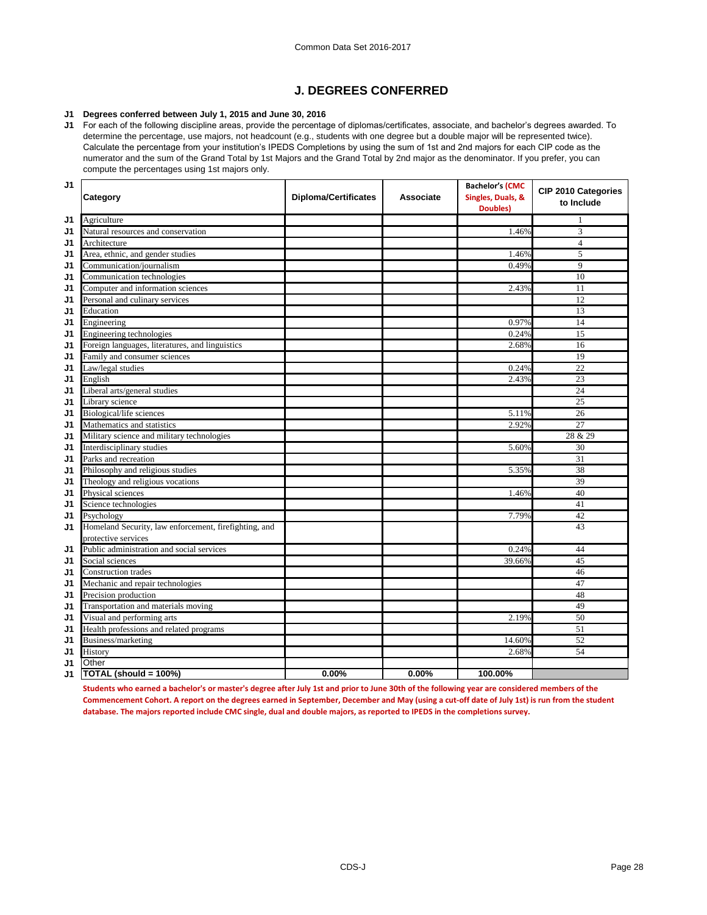# J. DEGREES CONFERRED

**J1 Degrees conferred between July 1, 2015 and June 30, 2016**

J1 For each of the following discipline areas, provide the percentage of diplomas/certificates, associate, and bachelor's degrees awarded. To determine the percentage, use majors, not headcount (e.g., students with one degree but a double major will be represented twice). Calculate the percentage from your institution's IPEDS Completions by using the sum of 1st and 2nd majors for each CIP code as the numerator and the sum of the Grand Total by 1st Majors and the Grand Total by 2nd major as the denominator. If you prefer, you can compute the percentages using 1st majors only.

| | Category | Diploma/Certificates | Associate | Bachelor's (CMC Singles, Duals, & Doubles) | CIP 2010 Categories to Include |
|---|---|---|---|---|---|
| J1 | Agriculture | | | | 1 |
| J1 | Natural resources and conservation | | | 1.46% | 3 |
| J1 | Architecture | | | | 4 |
| J1 | Area, ethnic, and gender studies | | | 1.46% | 5 |
| J1 | Communication/journalism | | | 0.49% | 9 |
| J1 | Communication technologies | | | | 10 |
| J1 | Computer and information sciences | | | 2.43% | 11 |
| J1 | Personal and culinary services | | | | 12 |
| J1 | Education | | | | 13 |
| J1 | Engineering | | | 0.97% | 14 |
| J1 | Engineering technologies | | | 0.24% | 15 |
| J1 | Foreign languages, literatures, and linguistics | | | 2.68% | 16 |
| J1 | Family and consumer sciences | | | | 19 |
| J1 | Law/legal studies | | | 0.24% | 22 |
| J1 | English | | | 2.43% | 23 |
| J1 | Liberal arts/general studies | | | | 24 |
| J1 | Library science | | | | 25 |
| J1 | Biological/life sciences | | | 5.11% | 26 |
| J1 | Mathematics and statistics | | | 2.92% | 27 |
| J1 | Military science and military technologies | | | | 28 & 29 |
| J1 | Interdisciplinary studies | | | 5.60% | 30 |
| J1 | Parks and recreation | | | | 31 |
| J1 | Philosophy and religious studies | | | 5.35% | 38 |
| J1 | Theology and religious vocations | | | | 39 |
| J1 | Physical sciences | | | 1.46% | 40 |
| J1 | Science technologies | | | | 41 |
| J1 | Psychology | | | 7.79% | 42 |
| J1 | Homeland Security, law enforcement, firefighting, and protective services | | | | 43 |
| J1 | Public administration and social services | | | 0.24% | 44 |
| J1 | Social sciences | | | 39.66% | 45 |
| J1 | Construction trades | | | | 46 |
| J1 | Mechanic and repair technologies | | | | 47 |
| J1 | Precision production | | | | 48 |
| J1 | Transportation and materials moving | | | | 49 |
| J1 | Visual and performing arts | | | 2.19% | 50 |
| J1 | Health professions and related programs | | | | 51 |
| J1 | Business/marketing | | | 14.60% | 52 |
| J1 | History | | | 2.68% | 54 |
| J1 | Other | | | | |
| J1 | **TOTAL (should = 100%)** | **0.00%** | **0.00%** | **100.00%** | |

**Students who earned a bachelor's or master's degree after July 1st and prior to June 30th of the following year are considered members of the Commencement Cohort. A report on the degrees earned in September, December and May (using a cut-off date of July 1st) is run from the student database. The majors reported include CMC single, dual and double majors, as reported to IPEDS in the completions survey.**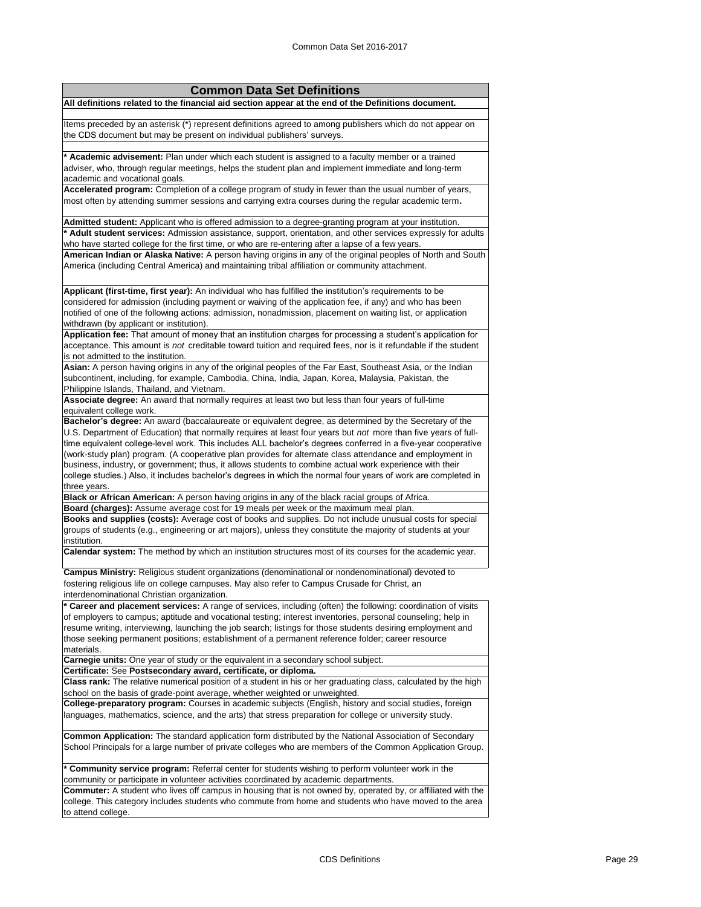## Common Data Set Definitions

**All definitions related to the financial aid section appear at the end of the Definitions document.**

Items preceded by an asterisk (*) represent definitions agreed to among publishers which do not appear on the CDS document but may be present on individual publishers' surveys.

*** Academic advisement:** Plan under which each student is assigned to a faculty member or a trained adviser, who, through regular meetings, helps the student plan and implement immediate and long-term academic and vocational goals.

**Accelerated program:** Completion of a college program of study in fewer than the usual number of years, most often by attending summer sessions and carrying extra courses during the regular academic term**.**

**Admitted student:** Applicant who is offered admission to a degree-granting program at your institution.

*** Adult student services:** Admission assistance, support, orientation, and other services expressly for adults who have started college for the first time, or who are re-entering after a lapse of a few years.

**American Indian or Alaska Native:** A person having origins in any of the original peoples of North and South America (including Central America) and maintaining tribal affiliation or community attachment.

**Applicant (first-time, first year):** An individual who has fulfilled the institution's requirements to be considered for admission (including payment or waiving of the application fee, if any) and who has been notified of one of the following actions: admission, nonadmission, placement on waiting list, or application withdrawn (by applicant or institution).

**Application fee:** That amount of money that an institution charges for processing a student's application for acceptance. This amount is *not* creditable toward tuition and required fees, nor is it refundable if the student is not admitted to the institution.

**Asian:** A person having origins in any of the original peoples of the Far East, Southeast Asia, or the Indian subcontinent, including, for example, Cambodia, China, India, Japan, Korea, Malaysia, Pakistan, the Philippine Islands, Thailand, and Vietnam.

**Associate degree:** An award that normally requires at least two but less than four years of full-time equivalent college work.

**Bachelor's degree:** An award (baccalaureate or equivalent degree, as determined by the Secretary of the U.S. Department of Education) that normally requires at least four years but *not* more than five years of full-time equivalent college-level work. This includes ALL bachelor's degrees conferred in a five-year cooperative (work-study plan) program. (A cooperative plan provides for alternate class attendance and employment in business, industry, or government; thus, it allows students to combine actual work experience with their college studies.) Also, it includes bachelor's degrees in which the normal four years of work are completed in three years.

**Black or African American:** A person having origins in any of the black racial groups of Africa.

**Board (charges):** Assume average cost for 19 meals per week or the maximum meal plan.

**Books and supplies (costs):** Average cost of books and supplies. Do not include unusual costs for special groups of students (e.g., engineering or art majors), unless they constitute the majority of students at your institution.

**Calendar system:** The method by which an institution structures most of its courses for the academic year.

**Campus Ministry:** Religious student organizations (denominational or nondenominational) devoted to fostering religious life on college campuses. May also refer to Campus Crusade for Christ, an interdenominational Christian organization.

*** Career and placement services:** A range of services, including (often) the following: coordination of visits of employers to campus; aptitude and vocational testing; interest inventories, personal counseling; help in resume writing, interviewing, launching the job search; listings for those students desiring employment and those seeking permanent positions; establishment of a permanent reference folder; career resource materials.

**Carnegie units:** One year of study or the equivalent in a secondary school subject.

**Certificate:** See **Postsecondary award, certificate, or diploma.**

**Class rank:** The relative numerical position of a student in his or her graduating class, calculated by the high school on the basis of grade-point average, whether weighted or unweighted.

**College-preparatory program:** Courses in academic subjects (English, history and social studies, foreign languages, mathematics, science, and the arts) that stress preparation for college or university study.

**Common Application:** The standard application form distributed by the National Association of Secondary School Principals for a large number of private colleges who are members of the Common Application Group.

*** Community service program:** Referral center for students wishing to perform volunteer work in the community or participate in volunteer activities coordinated by academic departments.

**Commuter:** A student who lives off campus in housing that is not owned by, operated by, or affiliated with the college. This category includes students who commute from home and students who have moved to the area to attend college.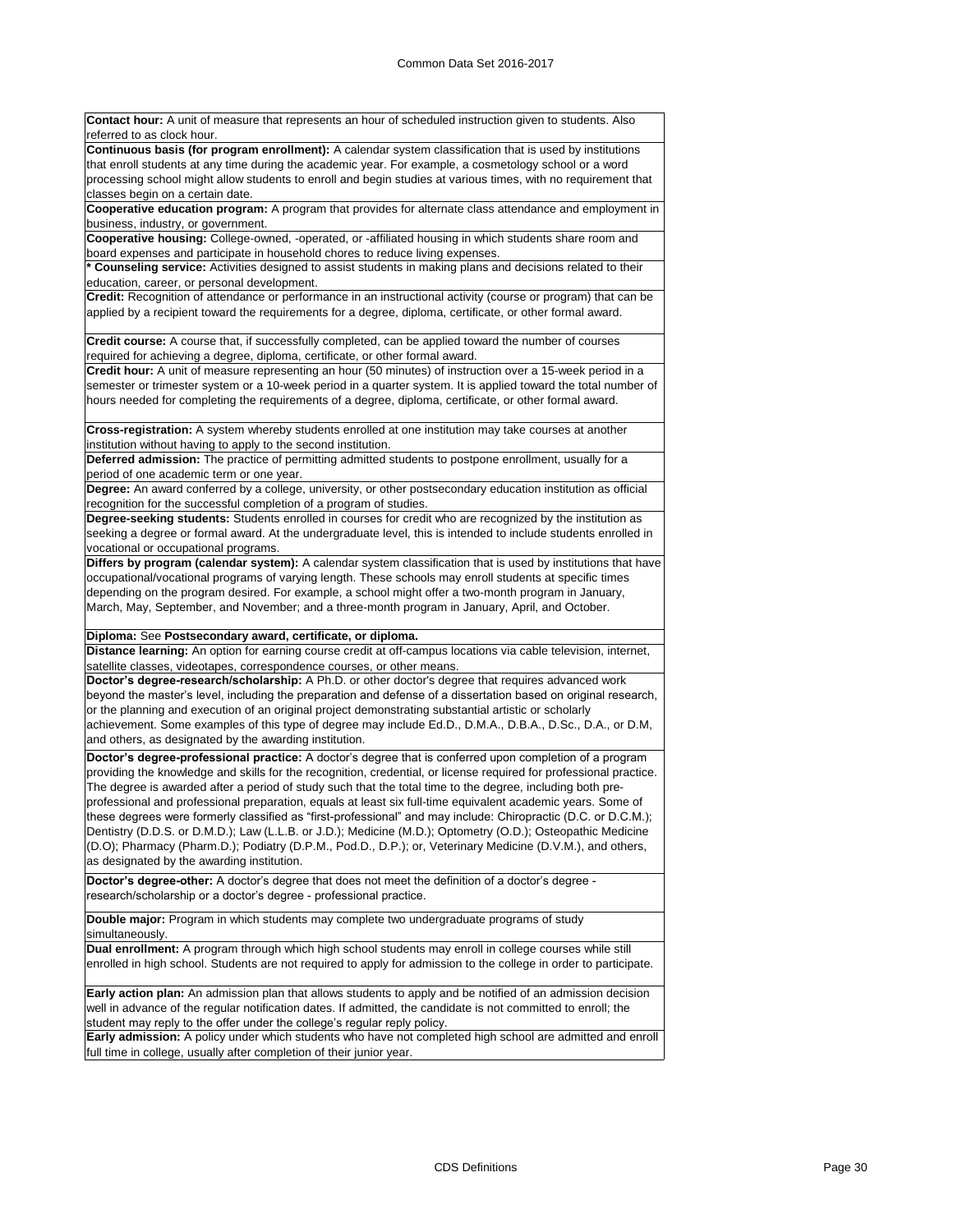**Contact hour:** A unit of measure that represents an hour of scheduled instruction given to students. Also referred to as clock hour.

**Continuous basis (for program enrollment):** A calendar system classification that is used by institutions that enroll students at any time during the academic year. For example, a cosmetology school or a word processing school might allow students to enroll and begin studies at various times, with no requirement that classes begin on a certain date.

**Cooperative education program:** A program that provides for alternate class attendance and employment in business, industry, or government.

**Cooperative housing:** College-owned, -operated, or -affiliated housing in which students share room and board expenses and participate in household chores to reduce living expenses.

**\* Counseling service:** Activities designed to assist students in making plans and decisions related to their education, career, or personal development.

**Credit:** Recognition of attendance or performance in an instructional activity (course or program) that can be applied by a recipient toward the requirements for a degree, diploma, certificate, or other formal award.

**Credit course:** A course that, if successfully completed, can be applied toward the number of courses required for achieving a degree, diploma, certificate, or other formal award.

**Credit hour:** A unit of measure representing an hour (50 minutes) of instruction over a 15-week period in a semester or trimester system or a 10-week period in a quarter system. It is applied toward the total number of hours needed for completing the requirements of a degree, diploma, certificate, or other formal award.

**Cross-registration:** A system whereby students enrolled at one institution may take courses at another institution without having to apply to the second institution.

**Deferred admission:** The practice of permitting admitted students to postpone enrollment, usually for a period of one academic term or one year.

**Degree:** An award conferred by a college, university, or other postsecondary education institution as official recognition for the successful completion of a program of studies.

**Degree-seeking students:** Students enrolled in courses for credit who are recognized by the institution as seeking a degree or formal award. At the undergraduate level, this is intended to include students enrolled in vocational or occupational programs.

**Differs by program (calendar system):** A calendar system classification that is used by institutions that have occupational/vocational programs of varying length. These schools may enroll students at specific times depending on the program desired. For example, a school might offer a two-month program in January, March, May, September, and November; and a three-month program in January, April, and October.

**Diploma:** See **Postsecondary award, certificate, or diploma.**

**Distance learning:** An option for earning course credit at off-campus locations via cable television, internet, satellite classes, videotapes, correspondence courses, or other means.

**Doctor's degree-research/scholarship:** A Ph.D. or other doctor's degree that requires advanced work beyond the master's level, including the preparation and defense of a dissertation based on original research, or the planning and execution of an original project demonstrating substantial artistic or scholarly achievement. Some examples of this type of degree may include Ed.D., D.M.A., D.B.A., D.Sc., D.A., or D.M, and others, as designated by the awarding institution.

**Doctor's degree-professional practice:** A doctor's degree that is conferred upon completion of a program providing the knowledge and skills for the recognition, credential, or license required for professional practice. The degree is awarded after a period of study such that the total time to the degree, including both pre-professional and professional preparation, equals at least six full-time equivalent academic years. Some of these degrees were formerly classified as "first-professional" and may include: Chiropractic (D.C. or D.C.M.); Dentistry (D.D.S. or D.M.D.); Law (L.L.B. or J.D.); Medicine (M.D.); Optometry (O.D.); Osteopathic Medicine (D.O); Pharmacy (Pharm.D.); Podiatry (D.P.M., Pod.D., D.P.); or, Veterinary Medicine (D.V.M.), and others, as designated by the awarding institution.

**Doctor's degree-other:** A doctor's degree that does not meet the definition of a doctor's degree - research/scholarship or a doctor's degree - professional practice.

**Double major:** Program in which students may complete two undergraduate programs of study simultaneously.

**Dual enrollment:** A program through which high school students may enroll in college courses while still enrolled in high school. Students are not required to apply for admission to the college in order to participate.

**Early action plan:** An admission plan that allows students to apply and be notified of an admission decision well in advance of the regular notification dates. If admitted, the candidate is not committed to enroll; the student may reply to the offer under the college's regular reply policy.

**Early admission:** A policy under which students who have not completed high school are admitted and enroll full time in college, usually after completion of their junior year.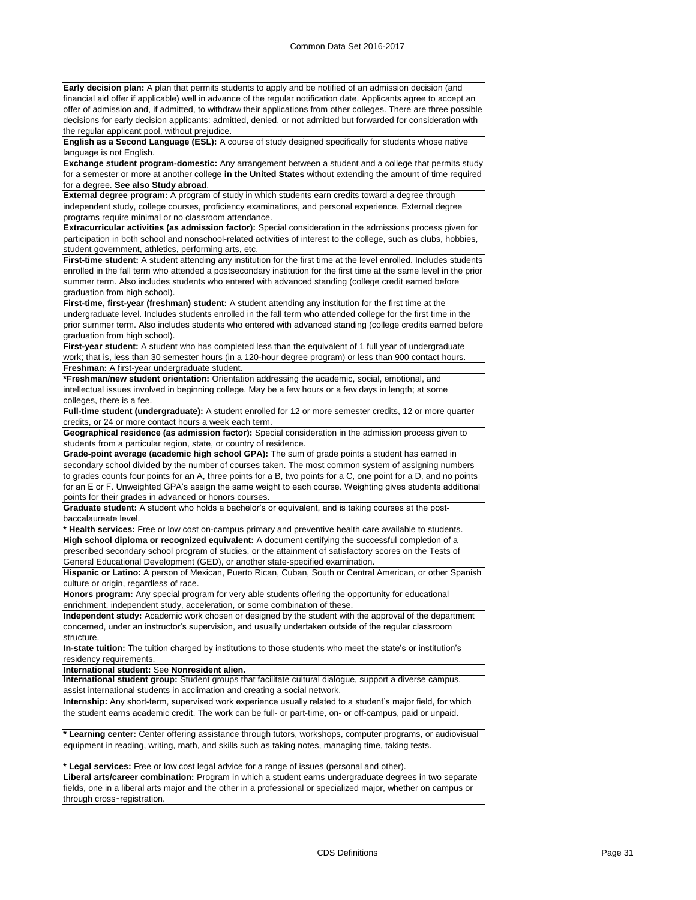**Early decision plan:** A plan that permits students to apply and be notified of an admission decision (and financial aid offer if applicable) well in advance of the regular notification date. Applicants agree to accept an offer of admission and, if admitted, to withdraw their applications from other colleges. There are three possible decisions for early decision applicants: admitted, denied, or not admitted but forwarded for consideration with the regular applicant pool, without prejudice.

**English as a Second Language (ESL):** A course of study designed specifically for students whose native language is not English.

**Exchange student program-domestic:** Any arrangement between a student and a college that permits study for a semester or more at another college **in the United States** without extending the amount of time required for a degree. **See also Study abroad**.

**External degree program:** A program of study in which students earn credits toward a degree through independent study, college courses, proficiency examinations, and personal experience. External degree programs require minimal or no classroom attendance.

**Extracurricular activities (as admission factor):** Special consideration in the admissions process given for participation in both school and nonschool-related activities of interest to the college, such as clubs, hobbies, student government, athletics, performing arts, etc.

**First-time student:** A student attending any institution for the first time at the level enrolled. Includes students enrolled in the fall term who attended a postsecondary institution for the first time at the same level in the prior summer term. Also includes students who entered with advanced standing (college credit earned before graduation from high school).

**First-time, first-year (freshman) student:** A student attending any institution for the first time at the undergraduate level. Includes students enrolled in the fall term who attended college for the first time in the prior summer term. Also includes students who entered with advanced standing (college credits earned before graduation from high school).

**First-year student:** A student who has completed less than the equivalent of 1 full year of undergraduate work; that is, less than 30 semester hours (in a 120-hour degree program) or less than 900 contact hours.

**Freshman:** A first-year undergraduate student.

***Freshman/new student orientation:** Orientation addressing the academic, social, emotional, and intellectual issues involved in beginning college. May be a few hours or a few days in length; at some colleges, there is a fee.

**Full-time student (undergraduate):** A student enrolled for 12 or more semester credits, 12 or more quarter credits, or 24 or more contact hours a week each term.

**Geographical residence (as admission factor):** Special consideration in the admission process given to students from a particular region, state, or country of residence.

**Grade-point average (academic high school GPA):** The sum of grade points a student has earned in secondary school divided by the number of courses taken. The most common system of assigning numbers to grades counts four points for an A, three points for a B, two points for a C, one point for a D, and no points for an E or F. Unweighted GPA's assign the same weight to each course. Weighting gives students additional points for their grades in advanced or honors courses.

**Graduate student:** A student who holds a bachelor's or equivalent, and is taking courses at the post-baccalaureate level.

*** Health services:** Free or low cost on-campus primary and preventive health care available to students.

**High school diploma or recognized equivalent:** A document certifying the successful completion of a prescribed secondary school program of studies, or the attainment of satisfactory scores on the Tests of General Educational Development (GED), or another state-specified examination.

**Hispanic or Latino:** A person of Mexican, Puerto Rican, Cuban, South or Central American, or other Spanish culture or origin, regardless of race.

**Honors program:** Any special program for very able students offering the opportunity for educational enrichment, independent study, acceleration, or some combination of these.

**Independent study:** Academic work chosen or designed by the student with the approval of the department concerned, under an instructor's supervision, and usually undertaken outside of the regular classroom structure.

**In-state tuition:** The tuition charged by institutions to those students who meet the state's or institution's residency requirements.

**International student:** See **Nonresident alien.**

**International student group:** Student groups that facilitate cultural dialogue, support a diverse campus, assist international students in acclimation and creating a social network.

**Internship:** Any short-term, supervised work experience usually related to a student's major field, for which the student earns academic credit. The work can be full- or part-time, on- or off-campus, paid or unpaid.

*** Learning center:** Center offering assistance through tutors, workshops, computer programs, or audiovisual equipment in reading, writing, math, and skills such as taking notes, managing time, taking tests.

*** Legal services:** Free or low cost legal advice for a range of issues (personal and other).

**Liberal arts/career combination:** Program in which a student earns undergraduate degrees in two separate fields, one in a liberal arts major and the other in a professional or specialized major, whether on campus or through cross‑registration.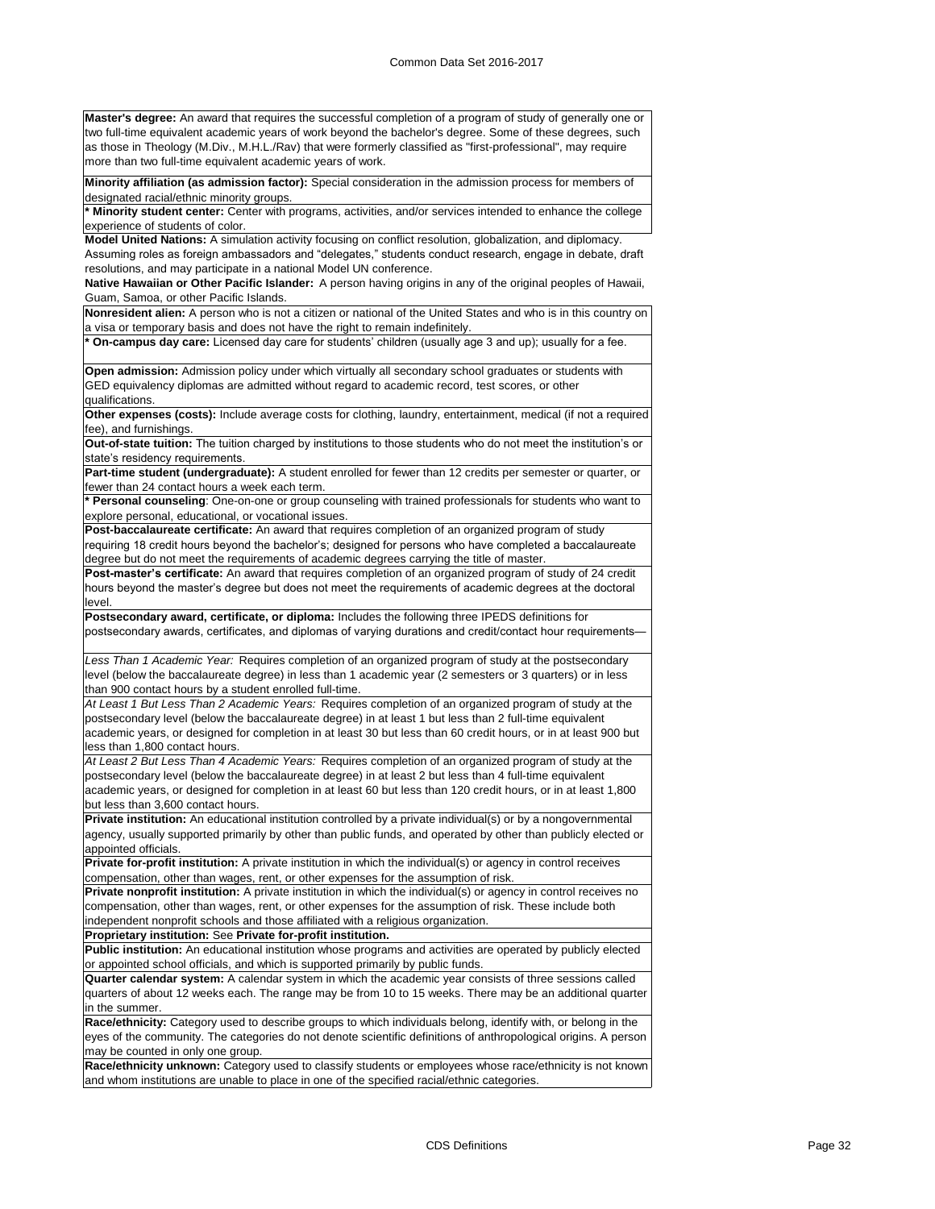**Master's degree:** An award that requires the successful completion of a program of study of generally one or two full-time equivalent academic years of work beyond the bachelor's degree. Some of these degrees, such as those in Theology (M.Div., M.H.L./Rav) that were formerly classified as "first-professional", may require more than two full-time equivalent academic years of work.

**Minority affiliation (as admission factor):** Special consideration in the admission process for members of designated racial/ethnic minority groups.

**\* Minority student center:** Center with programs, activities, and/or services intended to enhance the college experience of students of color.

**Model United Nations:** A simulation activity focusing on conflict resolution, globalization, and diplomacy. Assuming roles as foreign ambassadors and "delegates," students conduct research, engage in debate, draft resolutions, and may participate in a national Model UN conference.

**Native Hawaiian or Other Pacific Islander:** A person having origins in any of the original peoples of Hawaii, Guam, Samoa, or other Pacific Islands.

**Nonresident alien:** A person who is not a citizen or national of the United States and who is in this country on a visa or temporary basis and does not have the right to remain indefinitely.

**\* On-campus day care:** Licensed day care for students' children (usually age 3 and up); usually for a fee.

**Open admission:** Admission policy under which virtually all secondary school graduates or students with GED equivalency diplomas are admitted without regard to academic record, test scores, or other qualifications.

**Other expenses (costs):** Include average costs for clothing, laundry, entertainment, medical (if not a required fee), and furnishings.

**Out-of-state tuition:** The tuition charged by institutions to those students who do not meet the institution's or state's residency requirements.

**Part-time student (undergraduate):** A student enrolled for fewer than 12 credits per semester or quarter, or fewer than 24 contact hours a week each term.

**\* Personal counseling**: One-on-one or group counseling with trained professionals for students who want to explore personal, educational, or vocational issues.

**Post-baccalaureate certificate:** An award that requires completion of an organized program of study requiring 18 credit hours beyond the bachelor's; designed for persons who have completed a baccalaureate degree but do not meet the requirements of academic degrees carrying the title of master.

**Post-master's certificate:** An award that requires completion of an organized program of study of 24 credit hours beyond the master's degree but does not meet the requirements of academic degrees at the doctoral level.

**Postsecondary award, certificate, or diploma:** Includes the following three IPEDS definitions for postsecondary awards, certificates, and diplomas of varying durations and credit/contact hour requirements—

*Less Than 1 Academic Year:* Requires completion of an organized program of study at the postsecondary level (below the baccalaureate degree) in less than 1 academic year (2 semesters or 3 quarters) or in less than 900 contact hours by a student enrolled full-time.

*At Least 1 But Less Than 2 Academic Years:* Requires completion of an organized program of study at the postsecondary level (below the baccalaureate degree) in at least 1 but less than 2 full-time equivalent academic years, or designed for completion in at least 30 but less than 60 credit hours, or in at least 900 but less than 1,800 contact hours.

*At Least 2 But Less Than 4 Academic Years:* Requires completion of an organized program of study at the postsecondary level (below the baccalaureate degree) in at least 2 but less than 4 full-time equivalent academic years, or designed for completion in at least 60 but less than 120 credit hours, or in at least 1,800 but less than 3,600 contact hours.

**Private institution:** An educational institution controlled by a private individual(s) or by a nongovernmental agency, usually supported primarily by other than public funds, and operated by other than publicly elected or appointed officials.

**Private for-profit institution:** A private institution in which the individual(s) or agency in control receives compensation, other than wages, rent, or other expenses for the assumption of risk.

**Private nonprofit institution:** A private institution in which the individual(s) or agency in control receives no compensation, other than wages, rent, or other expenses for the assumption of risk. These include both independent nonprofit schools and those affiliated with a religious organization.

**Proprietary institution:** See **Private for-profit institution.**

**Public institution:** An educational institution whose programs and activities are operated by publicly elected or appointed school officials, and which is supported primarily by public funds.

**Quarter calendar system:** A calendar system in which the academic year consists of three sessions called quarters of about 12 weeks each. The range may be from 10 to 15 weeks. There may be an additional quarter in the summer.

**Race/ethnicity:** Category used to describe groups to which individuals belong, identify with, or belong in the eyes of the community. The categories do not denote scientific definitions of anthropological origins. A person may be counted in only one group.

**Race/ethnicity unknown:** Category used to classify students or employees whose race/ethnicity is not known and whom institutions are unable to place in one of the specified racial/ethnic categories.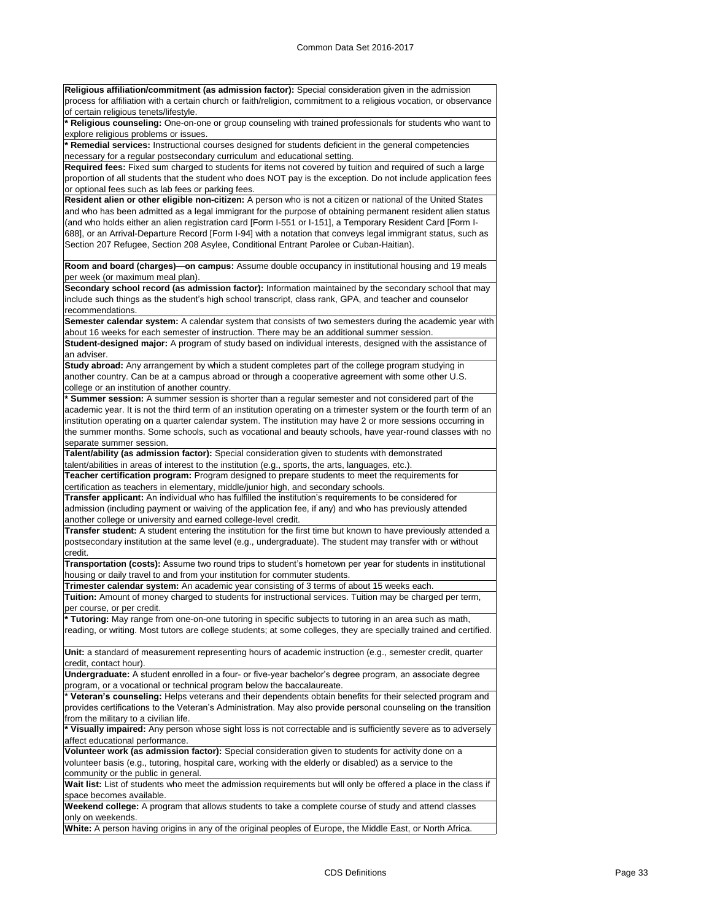**Religious affiliation/commitment (as admission factor):** Special consideration given in the admission process for affiliation with a certain church or faith/religion, commitment to a religious vocation, or observance of certain religious tenets/lifestyle.

*** Religious counseling:** One-on-one or group counseling with trained professionals for students who want to explore religious problems or issues.

*** Remedial services:** Instructional courses designed for students deficient in the general competencies necessary for a regular postsecondary curriculum and educational setting.

**Required fees:** Fixed sum charged to students for items not covered by tuition and required of such a large proportion of all students that the student who does NOT pay is the exception. Do not include application fees or optional fees such as lab fees or parking fees.

**Resident alien or other eligible non-citizen:** A person who is not a citizen or national of the United States and who has been admitted as a legal immigrant for the purpose of obtaining permanent resident alien status (and who holds either an alien registration card [Form I-551 or I-151], a Temporary Resident Card [Form I-688], or an Arrival-Departure Record [Form I-94] with a notation that conveys legal immigrant status, such as Section 207 Refugee, Section 208 Asylee, Conditional Entrant Parolee or Cuban-Haitian).

**Room and board (charges)—on campus:** Assume double occupancy in institutional housing and 19 meals per week (or maximum meal plan).

**Secondary school record (as admission factor):** Information maintained by the secondary school that may include such things as the student's high school transcript, class rank, GPA, and teacher and counselor recommendations.

**Semester calendar system:** A calendar system that consists of two semesters during the academic year with about 16 weeks for each semester of instruction. There may be an additional summer session.

**Student-designed major:** A program of study based on individual interests, designed with the assistance of an adviser.

**Study abroad:** Any arrangement by which a student completes part of the college program studying in another country. Can be at a campus abroad or through a cooperative agreement with some other U.S. college or an institution of another country.

*** Summer session:** A summer session is shorter than a regular semester and not considered part of the academic year. It is not the third term of an institution operating on a trimester system or the fourth term of an institution operating on a quarter calendar system. The institution may have 2 or more sessions occurring in the summer months. Some schools, such as vocational and beauty schools, have year-round classes with no separate summer session.

**Talent/ability (as admission factor):** Special consideration given to students with demonstrated talent/abilities in areas of interest to the institution (e.g., sports, the arts, languages, etc.).

**Teacher certification program:** Program designed to prepare students to meet the requirements for certification as teachers in elementary, middle/junior high, and secondary schools.

**Transfer applicant:** An individual who has fulfilled the institution's requirements to be considered for admission (including payment or waiving of the application fee, if any) and who has previously attended another college or university and earned college-level credit.

**Transfer student:** A student entering the institution for the first time but known to have previously attended a postsecondary institution at the same level (e.g., undergraduate). The student may transfer with or without credit.

**Transportation (costs):** Assume two round trips to student's hometown per year for students in institutional housing or daily travel to and from your institution for commuter students.

**Trimester calendar system:** An academic year consisting of 3 terms of about 15 weeks each.

**Tuition:** Amount of money charged to students for instructional services. Tuition may be charged per term, per course, or per credit.

*** Tutoring:** May range from one-on-one tutoring in specific subjects to tutoring in an area such as math, reading, or writing. Most tutors are college students; at some colleges, they are specially trained and certified.

**Unit:** a standard of measurement representing hours of academic instruction (e.g., semester credit, quarter credit, contact hour).

**Undergraduate:** A student enrolled in a four- or five-year bachelor's degree program, an associate degree program, or a vocational or technical program below the baccalaureate.

*** Veteran's counseling:** Helps veterans and their dependents obtain benefits for their selected program and provides certifications to the Veteran's Administration. May also provide personal counseling on the transition from the military to a civilian life.

*** Visually impaired:** Any person whose sight loss is not correctable and is sufficiently severe as to adversely affect educational performance.

**Volunteer work (as admission factor):** Special consideration given to students for activity done on a volunteer basis (e.g., tutoring, hospital care, working with the elderly or disabled) as a service to the community or the public in general.

**Wait list:** List of students who meet the admission requirements but will only be offered a place in the class if space becomes available.

**Weekend college:** A program that allows students to take a complete course of study and attend classes only on weekends.

**White:** A person having origins in any of the original peoples of Europe, the Middle East, or North Africa.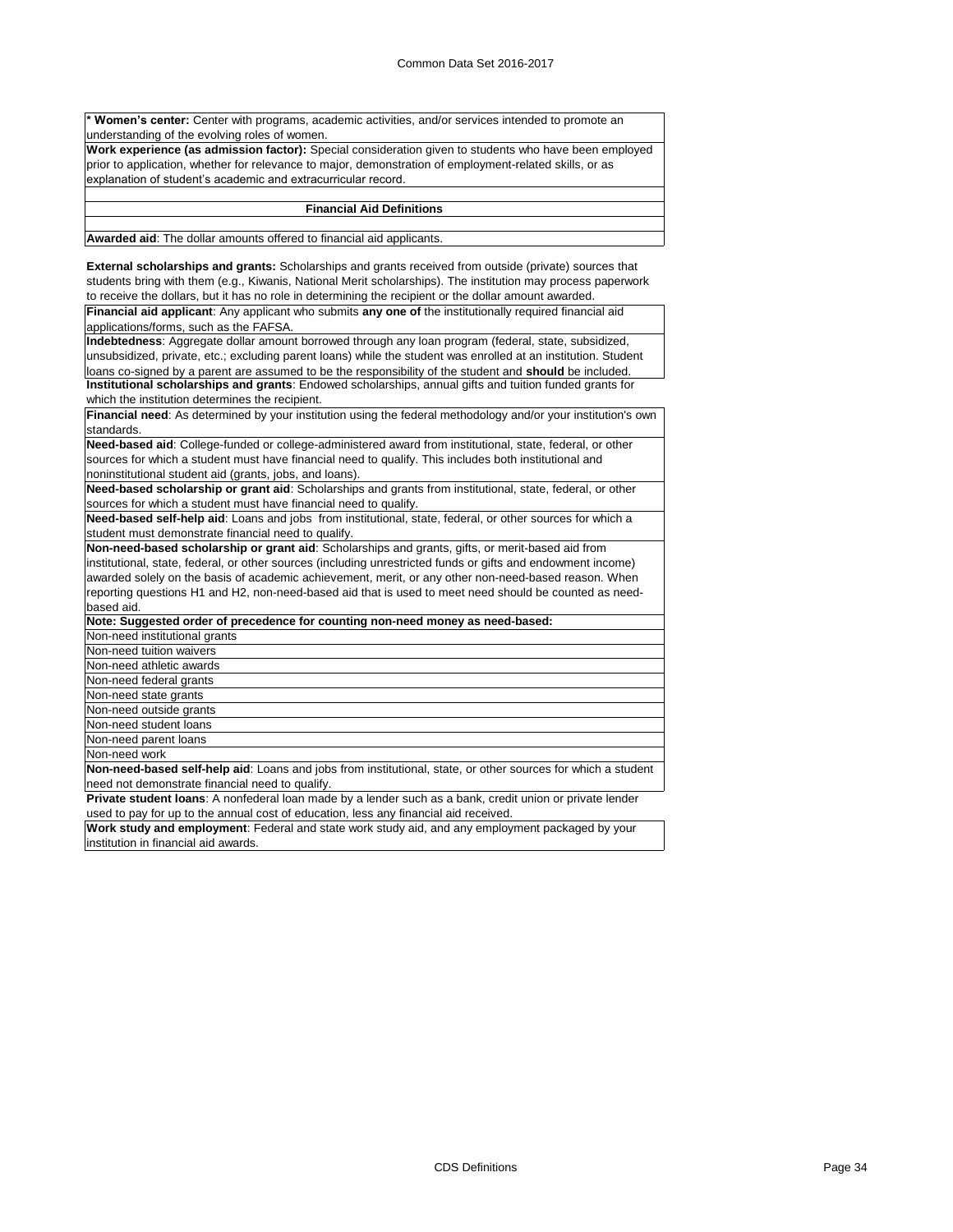**\* Women's center:** Center with programs, academic activities, and/or services intended to promote an understanding of the evolving roles of women.

**Work experience (as admission factor):** Special consideration given to students who have been employed prior to application, whether for relevance to major, demonstration of employment-related skills, or as explanation of student's academic and extracurricular record.

## Financial Aid Definitions

**Awarded aid**: The dollar amounts offered to financial aid applicants.

**External scholarships and grants:** Scholarships and grants received from outside (private) sources that students bring with them (e.g., Kiwanis, National Merit scholarships). The institution may process paperwork to receive the dollars, but it has no role in determining the recipient or the dollar amount awarded.

**Financial aid applicant**: Any applicant who submits **any one of** the institutionally required financial aid applications/forms, such as the FAFSA.

**Indebtedness**: Aggregate dollar amount borrowed through any loan program (federal, state, subsidized, unsubsidized, private, etc.; excluding parent loans) while the student was enrolled at an institution. Student loans co-signed by a parent are assumed to be the responsibility of the student and **should** be included.

**Institutional scholarships and grants**: Endowed scholarships, annual gifts and tuition funded grants for which the institution determines the recipient.

**Financial need**: As determined by your institution using the federal methodology and/or your institution's own standards.

**Need-based aid**: College-funded or college-administered award from institutional, state, federal, or other sources for which a student must have financial need to qualify. This includes both institutional and noninstitutional student aid (grants, jobs, and loans).

**Need-based scholarship or grant aid**: Scholarships and grants from institutional, state, federal, or other sources for which a student must have financial need to qualify.

**Need-based self-help aid**: Loans and jobs from institutional, state, federal, or other sources for which a student must demonstrate financial need to qualify.

**Non-need-based scholarship or grant aid**: Scholarships and grants, gifts, or merit-based aid from institutional, state, federal, or other sources (including unrestricted funds or gifts and endowment income) awarded solely on the basis of academic achievement, merit, or any other non-need-based reason. When reporting questions H1 and H2, non-need-based aid that is used to meet need should be counted as need-based aid.

**Note: Suggested order of precedence for counting non-need money as need-based:**

- Non-need institutional grants
- Non-need tuition waivers
- Non-need athletic awards
- Non-need federal grants
- Non-need state grants
- Non-need outside grants
- Non-need student loans
- Non-need parent loans
- Non-need work

**Non-need-based self-help aid**: Loans and jobs from institutional, state, or other sources for which a student need not demonstrate financial need to qualify.

**Private student loans**: A nonfederal loan made by a lender such as a bank, credit union or private lender used to pay for up to the annual cost of education, less any financial aid received.

**Work study and employment**: Federal and state work study aid, and any employment packaged by your institution in financial aid awards.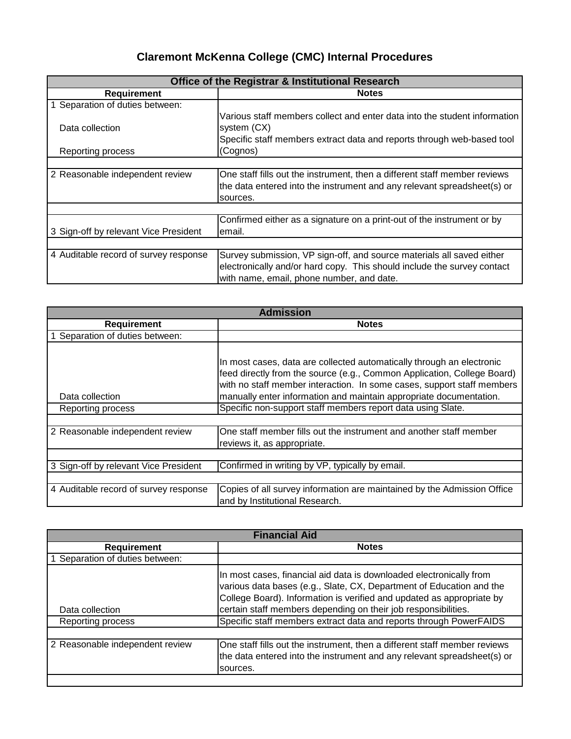# Claremont McKenna College (CMC) Internal Procedures

| Office of the Registrar & Institutional Research | |
|---|---|
| **Requirement** | **Notes** |
| 1 Separation of duties between: | |
| Data collection | Various staff members collect and enter data into the student information system (CX) |
| Reporting process | Specific staff members extract data and reports through web-based tool (Cognos) |
| | |
| 2 Reasonable independent review | One staff fills out the instrument, then a different staff member reviews the data entered into the instrument and any relevant spreadsheet(s) or sources. |
| | |
| 3 Sign-off by relevant Vice President | Confirmed either as a signature on a print-out of the instrument or by email. |
| | |
| 4 Auditable record of survey response | Survey submission, VP sign-off, and source materials all saved either electronically and/or hard copy. This should include the survey contact with name, email, phone number, and date. |

| Admission | |
|---|---|
| **Requirement** | **Notes** |
| 1 Separation of duties between: | |
| Data collection | In most cases, data are collected automatically through an electronic feed directly from the source (e.g., Common Application, College Board) with no staff member interaction. In some cases, support staff members manually enter information and maintain appropriate documentation. |
| Reporting process | Specific non-support staff members report data using Slate. |
| | |
| 2 Reasonable independent review | One staff member fills out the instrument and another staff member reviews it, as appropriate. |
| | |
| 3 Sign-off by relevant Vice President | Confirmed in writing by VP, typically by email. |
| | |
| 4 Auditable record of survey response | Copies of all survey information are maintained by the Admission Office and by Institutional Research. |

| Financial Aid | |
|---|---|
| **Requirement** | **Notes** |
| 1 Separation of duties between: | |
| Data collection | In most cases, financial aid data is downloaded electronically from various data bases (e.g., Slate, CX, Department of Education and the College Board). Information is verified and updated as appropriate by certain staff members depending on their job responsibilities. |
| Reporting process | Specific staff members extract data and reports through PowerFAIDS |
| | |
| 2 Reasonable independent review | One staff fills out the instrument, then a different staff member reviews the data entered into the instrument and any relevant spreadsheet(s) or sources. |
| | |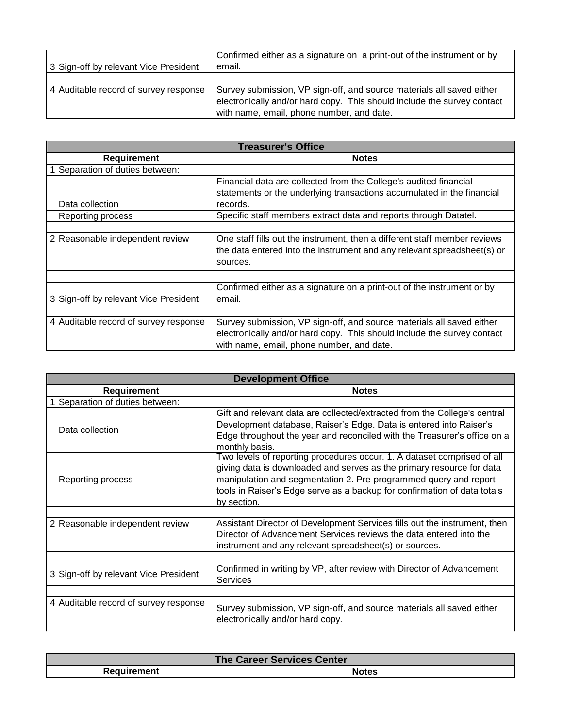| | |
|---|---|
| 3 Sign-off by relevant Vice President | Confirmed either as a signature on a print-out of the instrument or by email. |
| | |
| 4 Auditable record of survey response | Survey submission, VP sign-off, and source materials all saved either electronically and/or hard copy. This should include the survey contact with name, email, phone number, and date. |

| Treasurer's Office | |
|---|---|
| **Requirement** | **Notes** |
| 1 Separation of duties between: | |
| Data collection | Financial data are collected from the College's audited financial statements or the underlying transactions accumulated in the financial records. |
| Reporting process | Specific staff members extract data and reports through Datatel. |
| | |
| 2 Reasonable independent review | One staff fills out the instrument, then a different staff member reviews the data entered into the instrument and any relevant spreadsheet(s) or sources. |
| | |
| 3 Sign-off by relevant Vice President | Confirmed either as a signature on a print-out of the instrument or by email. |
| | |
| 4 Auditable record of survey response | Survey submission, VP sign-off, and source materials all saved either electronically and/or hard copy. This should include the survey contact with name, email, phone number, and date. |

| Development Office | |
|---|---|
| **Requirement** | **Notes** |
| 1 Separation of duties between: | |
| Data collection | Gift and relevant data are collected/extracted from the College's central Development database, Raiser's Edge. Data is entered into Raiser's Edge throughout the year and reconciled with the Treasurer's office on a monthly basis. |
| Reporting process | Two levels of reporting procedures occur. 1. A dataset comprised of all giving data is downloaded and serves as the primary resource for data manipulation and segmentation 2. Pre-programmed query and report tools in Raiser's Edge serve as a backup for confirmation of data totals by section. |
| | |
| 2 Reasonable independent review | Assistant Director of Development Services fills out the instrument, then Director of Advancement Services reviews the data entered into the instrument and any relevant spreadsheet(s) or sources. |
| | |
| 3 Sign-off by relevant Vice President | Confirmed in writing by VP, after review with Director of Advancement Services |
| | |
| 4 Auditable record of survey response | Survey submission, VP sign-off, and source materials all saved either electronically and/or hard copy. |

| The Career Services Center | |
|---|---|
| **Requirement** | **Notes** |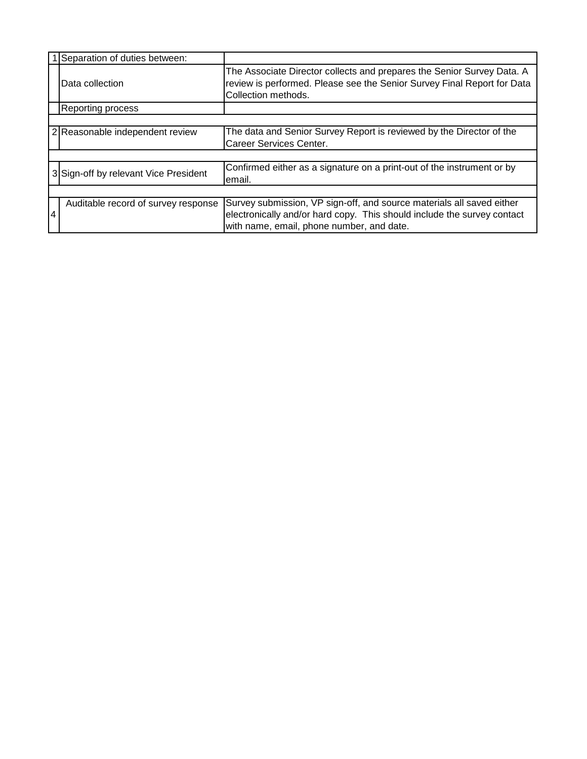| | | |
|---|---|---|
| 1 | Separation of duties between: | |
| | Data collection | The Associate Director collects and prepares the Senior Survey Data. A review is performed. Please see the Senior Survey Final Report for Data Collection methods. |
| | Reporting process | |
| | | |
| 2 | Reasonable independent review | The data and Senior Survey Report is reviewed by the Director of the Career Services Center. |
| | | |
| 3 | Sign-off by relevant Vice President | Confirmed either as a signature on a print-out of the instrument or by email. |
| | | |
| 4 | Auditable record of survey response | Survey submission, VP sign-off, and source materials all saved either electronically and/or hard copy. This should include the survey contact with name, email, phone number, and date. |